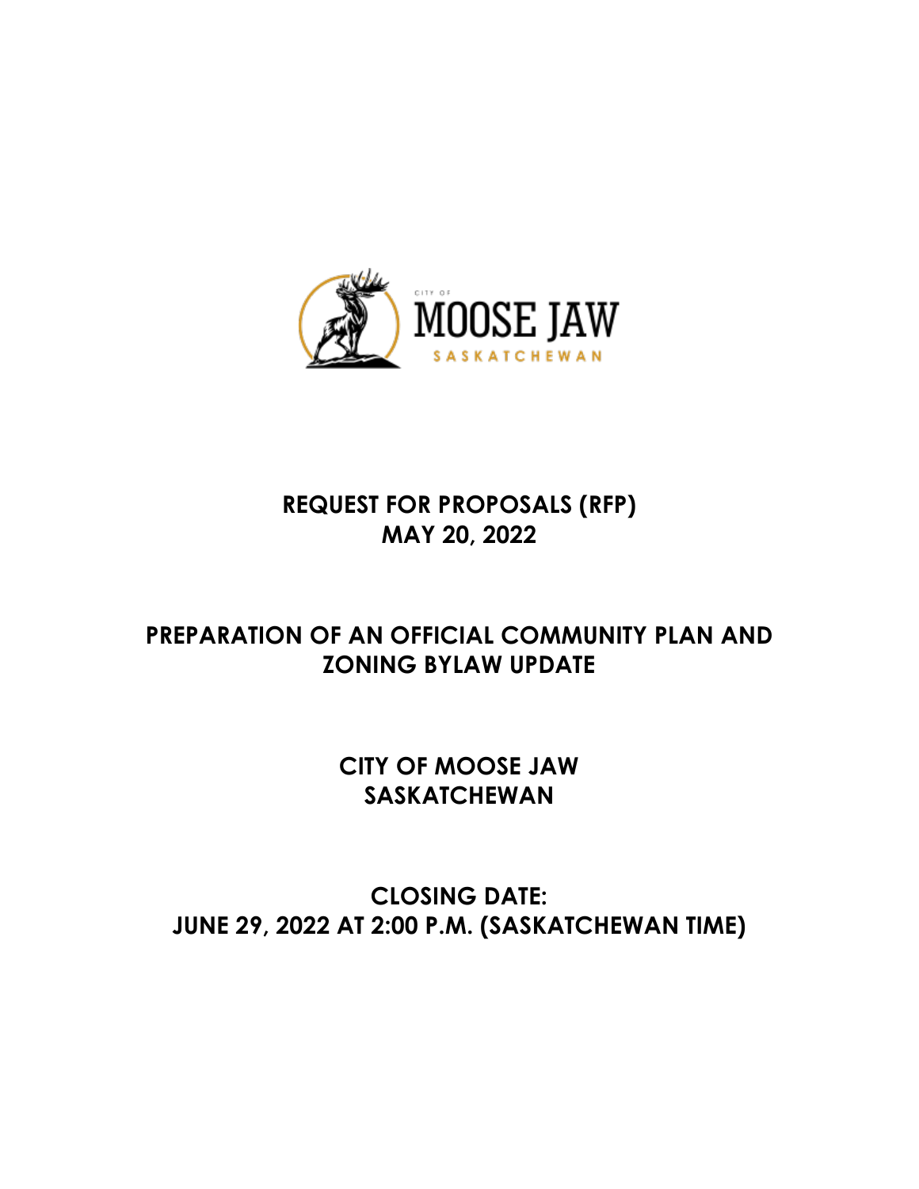# REQUEST FOR PROPOSALS (RFP)
# MAY 20, 2022

# PREPARATION OF AN OFFICIAL COMMUNITY PLAN AND ZONING BYLAW UPDATE

# CITY OF MOOSE JAW SASKATCHEWAN

# CLOSING DATE: JUNE 29, 2022 AT 2:00 P.M. (SASKATCHEWAN TIME)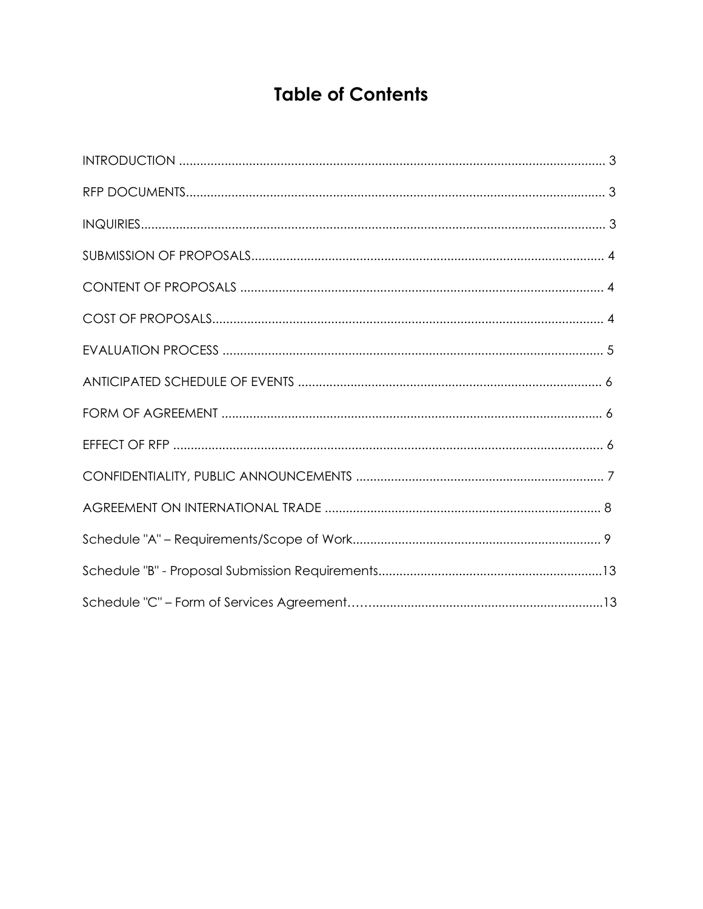# Table of Contents

INTRODUCTION ........................................................................................................................ 3

RFP DOCUMENTS....................................................................................................................... 3

INQUIRIES.................................................................................................................................... 3

SUBMISSION OF PROPOSALS.................................................................................................... 4

CONTENT OF PROPOSALS ....................................................................................................... 4

COST OF PROPOSALS................................................................................................................ 4

EVALUATION PROCESS ............................................................................................................ 5

ANTICIPATED SCHEDULE OF EVENTS ...................................................................................... 6

FORM OF AGREEMENT ............................................................................................................ 6

EFFECT OF RFP .......................................................................................................................... 6

CONFIDENTIALITY, PUBLIC ANNOUNCEMENTS ...................................................................... 7

AGREEMENT ON INTERNATIONAL TRADE ............................................................................... 8

Schedule "A" – Requirements/Scope of Work....................................................................... 9

Schedule "B" - Proposal Submission Requirements................................................................13

Schedule "C" – Form of Services Agreement…….................................................................13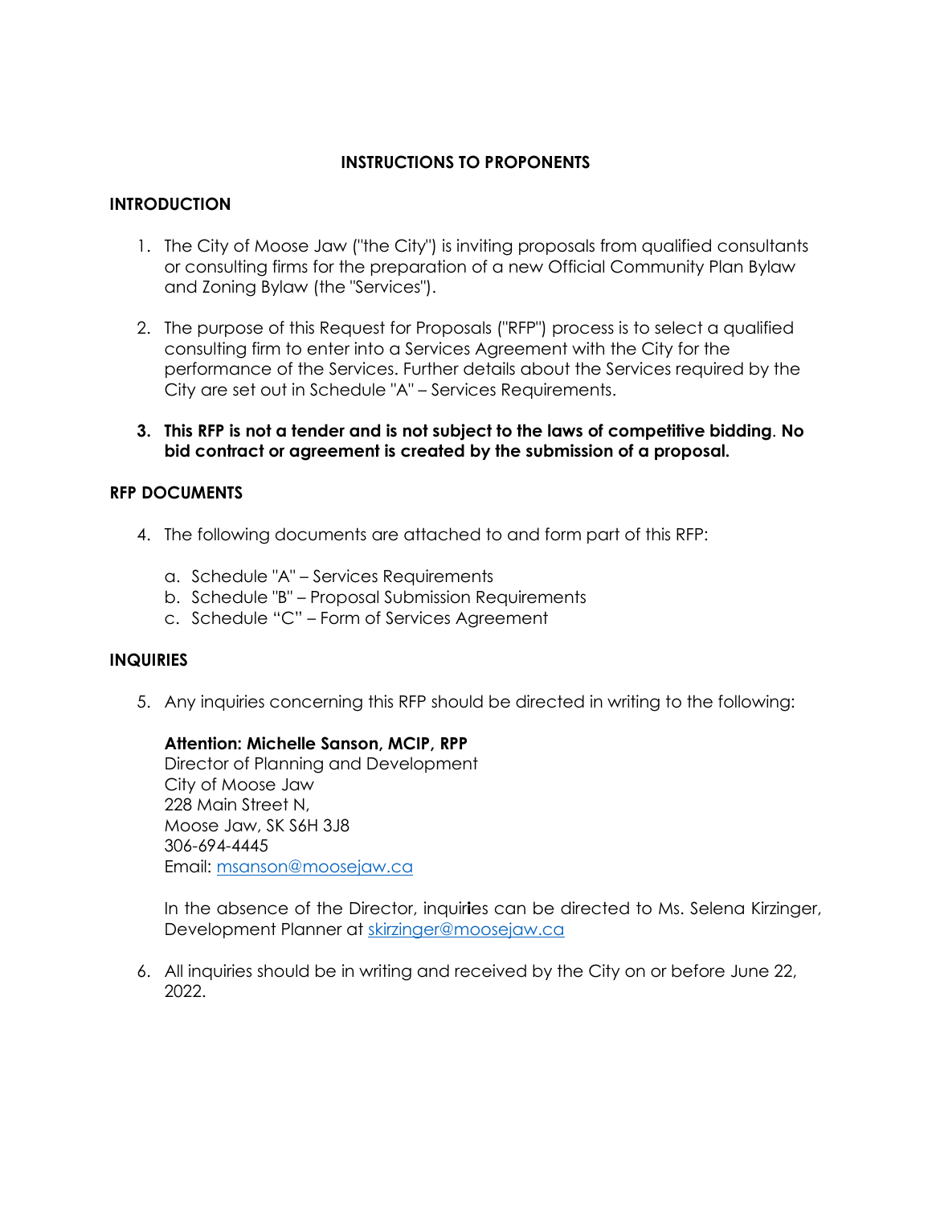# INSTRUCTIONS TO PROPONENTS

## INTRODUCTION

1. The City of Moose Jaw ("the City") is inviting proposals from qualified consultants or consulting firms for the preparation of a new Official Community Plan Bylaw and Zoning Bylaw (the "Services").

2. The purpose of this Request for Proposals ("RFP") process is to select a qualified consulting firm to enter into a Services Agreement with the City for the performance of the Services. Further details about the Services required by the City are set out in Schedule "A" – Services Requirements.

3. **This RFP is not a tender and is not subject to the laws of competitive bidding. No bid contract or agreement is created by the submission of a proposal.**

## RFP DOCUMENTS

4. The following documents are attached to and form part of this RFP:

   a. Schedule "A" – Services Requirements
   b. Schedule "B" – Proposal Submission Requirements
   c. Schedule "C" – Form of Services Agreement

## INQUIRIES

5. Any inquiries concerning this RFP should be directed in writing to the following:

   **Attention: Michelle Sanson, MCIP, RPP**
   Director of Planning and Development
   City of Moose Jaw
   228 Main Street N,
   Moose Jaw, SK S6H 3J8
   306-694-4445
   Email: msanson@moosejaw.ca

   In the absence of the Director, inquiries can be directed to Ms. Selena Kirzinger, Development Planner at skirzinger@moosejaw.ca

6. All inquiries should be in writing and received by the City on or before June 22, 2022.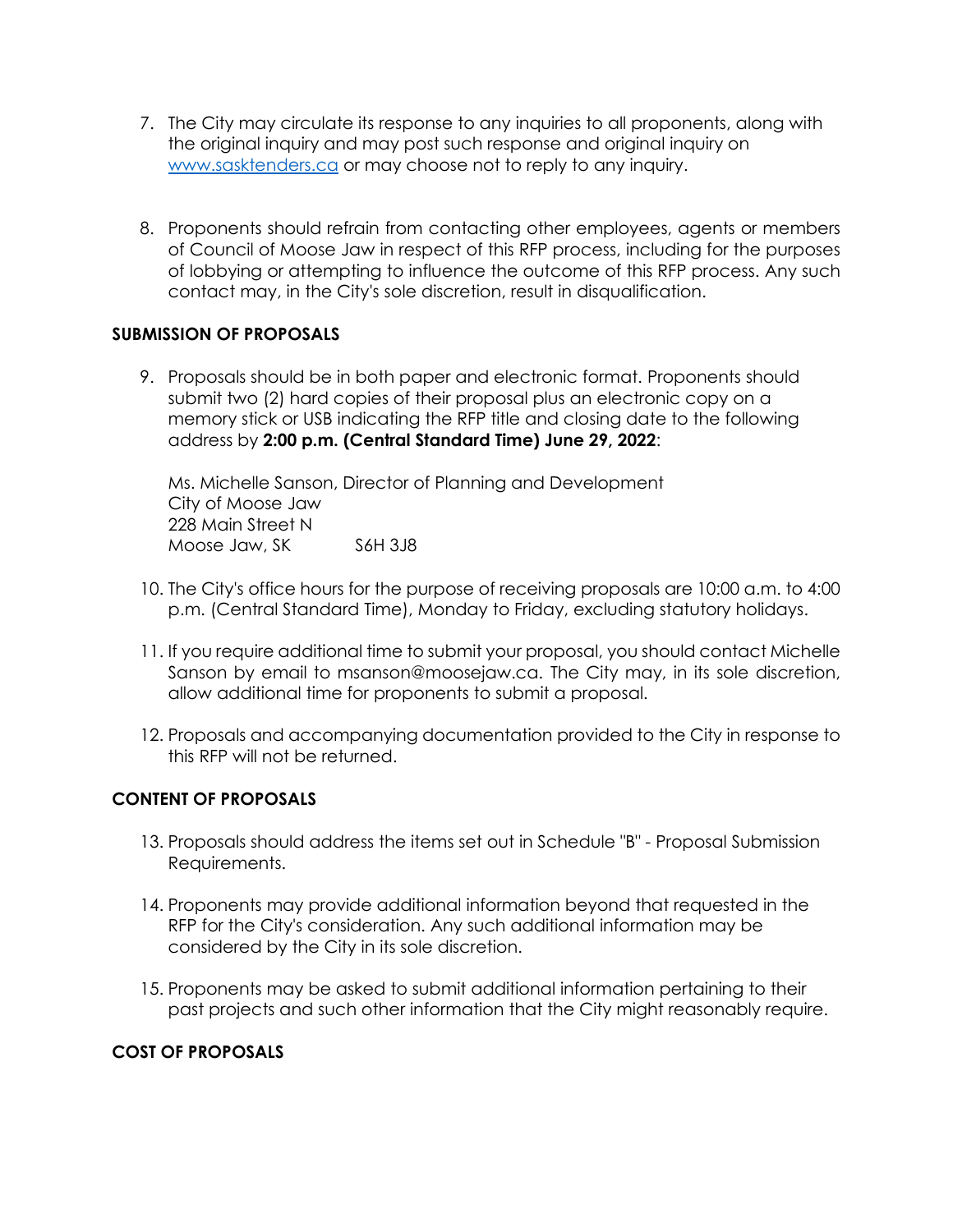7. The City may circulate its response to any inquiries to all proponents, along with the original inquiry and may post such response and original inquiry on [www.sasktenders.ca](http://www.sasktenders.ca) or may choose not to reply to any inquiry.

8. Proponents should refrain from contacting other employees, agents or members of Council of Moose Jaw in respect of this RFP process, including for the purposes of lobbying or attempting to influence the outcome of this RFP process. Any such contact may, in the City's sole discretion, result in disqualification.

## SUBMISSION OF PROPOSALS

9. Proposals should be in both paper and electronic format. Proponents should submit two (2) hard copies of their proposal plus an electronic copy on a memory stick or USB indicating the RFP title and closing date to the following address by **2:00 p.m. (Central Standard Time) June 29, 2022**:

   Ms. Michelle Sanson, Director of Planning and Development
   City of Moose Jaw
   228 Main Street N
   Moose Jaw, SK S6H 3J8

10. The City's office hours for the purpose of receiving proposals are 10:00 a.m. to 4:00 p.m. (Central Standard Time), Monday to Friday, excluding statutory holidays.

11. If you require additional time to submit your proposal, you should contact Michelle Sanson by email to msanson@moosejaw.ca. The City may, in its sole discretion, allow additional time for proponents to submit a proposal.

12. Proposals and accompanying documentation provided to the City in response to this RFP will not be returned.

## CONTENT OF PROPOSALS

13. Proposals should address the items set out in Schedule "B" - Proposal Submission Requirements.

14. Proponents may provide additional information beyond that requested in the RFP for the City's consideration. Any such additional information may be considered by the City in its sole discretion.

15. Proponents may be asked to submit additional information pertaining to their past projects and such other information that the City might reasonably require.

## COST OF PROPOSALS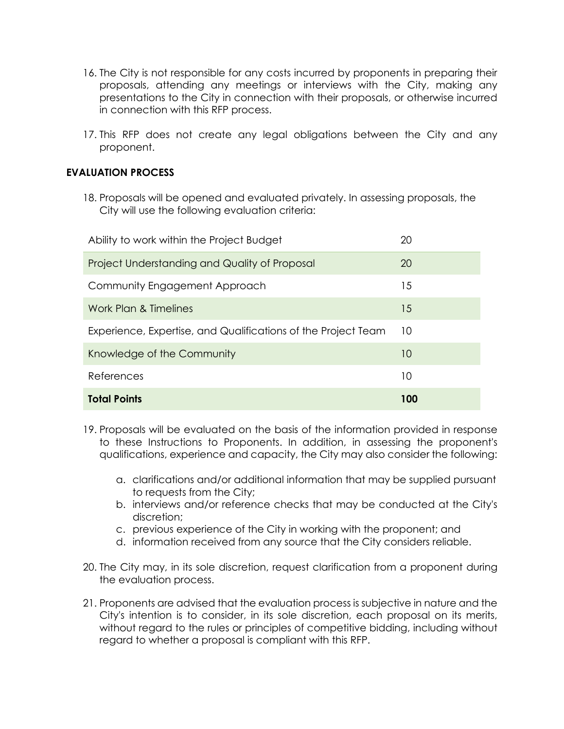16. The City is not responsible for any costs incurred by proponents in preparing their proposals, attending any meetings or interviews with the City, making any presentations to the City in connection with their proposals, or otherwise incurred in connection with this RFP process.

17. This RFP does not create any legal obligations between the City and any proponent.

### EVALUATION PROCESS

18. Proposals will be opened and evaluated privately. In assessing proposals, the City will use the following evaluation criteria:

| Criteria | Points |
|---|---|
| Ability to work within the Project Budget | 20 |
| Project Understanding and Quality of Proposal | 20 |
| Community Engagement Approach | 15 |
| Work Plan & Timelines | 15 |
| Experience, Expertise, and Qualifications of the Project Team | 10 |
| Knowledge of the Community | 10 |
| References | 10 |
| **Total Points** | **100** |

19. Proposals will be evaluated on the basis of the information provided in response to these Instructions to Proponents. In addition, in assessing the proponent's qualifications, experience and capacity, the City may also consider the following:

    a. clarifications and/or additional information that may be supplied pursuant to requests from the City;
    b. interviews and/or reference checks that may be conducted at the City's discretion;
    c. previous experience of the City in working with the proponent; and
    d. information received from any source that the City considers reliable.

20. The City may, in its sole discretion, request clarification from a proponent during the evaluation process.

21. Proponents are advised that the evaluation process is subjective in nature and the City's intention is to consider, in its sole discretion, each proposal on its merits, without regard to the rules or principles of competitive bidding, including without regard to whether a proposal is compliant with this RFP.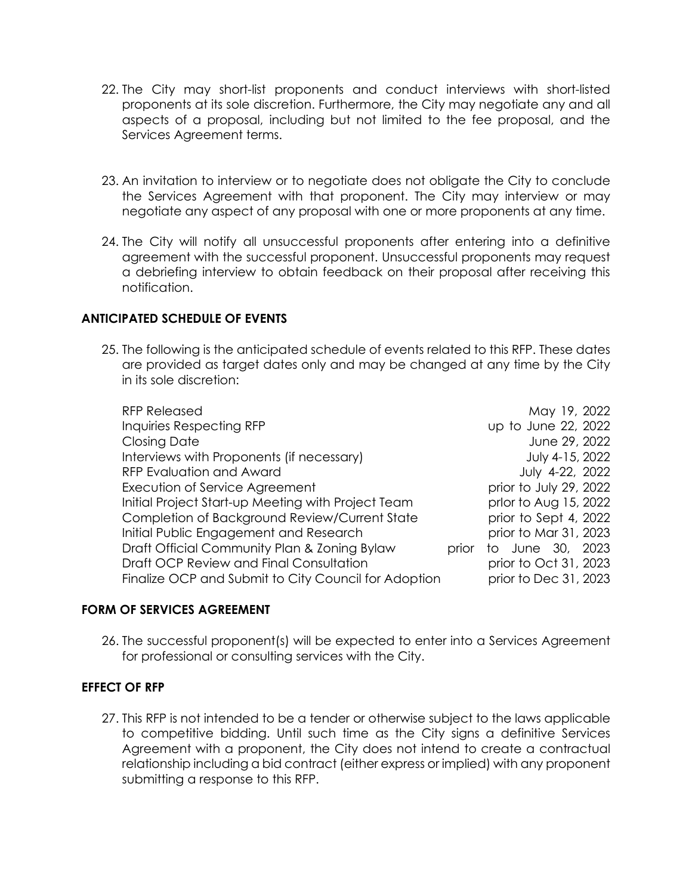22. The City may short-list proponents and conduct interviews with short-listed proponents at its sole discretion. Furthermore, the City may negotiate any and all aspects of a proposal, including but not limited to the fee proposal, and the Services Agreement terms.

23. An invitation to interview or to negotiate does not obligate the City to conclude the Services Agreement with that proponent. The City may interview or may negotiate any aspect of any proposal with one or more proponents at any time.

24. The City will notify all unsuccessful proponents after entering into a definitive agreement with the successful proponent. Unsuccessful proponents may request a debriefing interview to obtain feedback on their proposal after receiving this notification.

## ANTICIPATED SCHEDULE OF EVENTS

25. The following is the anticipated schedule of events related to this RFP. These dates are provided as target dates only and may be changed at any time by the City in its sole discretion:

| Event | Date |
|---|---|
| RFP Released | May 19, 2022 |
| Inquiries Respecting RFP | up to June 22, 2022 |
| Closing Date | June 29, 2022 |
| Interviews with Proponents (if necessary) | July 4-15, 2022 |
| RFP Evaluation and Award | July 4-22, 2022 |
| Execution of Service Agreement | prior to July 29, 2022 |
| Initial Project Start-up Meeting with Project Team | prior to Aug 15, 2022 |
| Completion of Background Review/Current State | prior to Sept 4, 2022 |
| Initial Public Engagement and Research | prior to Mar 31, 2023 |
| Draft Official Community Plan & Zoning Bylaw | prior to June 30, 2023 |
| Draft OCP Review and Final Consultation | prior to Oct 31, 2023 |
| Finalize OCP and Submit to City Council for Adoption | prior to Dec 31, 2023 |

## FORM OF SERVICES AGREEMENT

26. The successful proponent(s) will be expected to enter into a Services Agreement for professional or consulting services with the City.

## EFFECT OF RFP

27. This RFP is not intended to be a tender or otherwise subject to the laws applicable to competitive bidding. Until such time as the City signs a definitive Services Agreement with a proponent, the City does not intend to create a contractual relationship including a bid contract (either express or implied) with any proponent submitting a response to this RFP.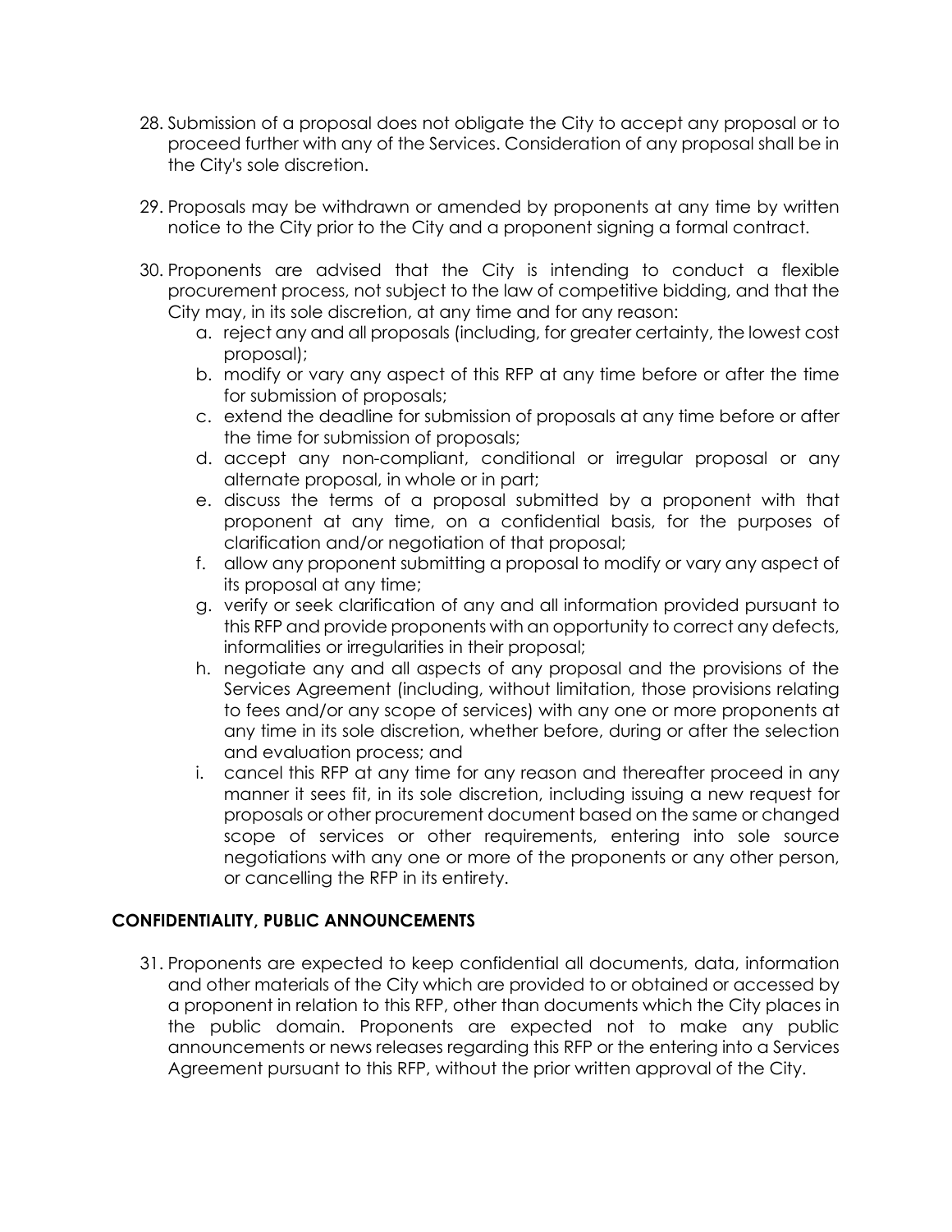28. Submission of a proposal does not obligate the City to accept any proposal or to proceed further with any of the Services. Consideration of any proposal shall be in the City's sole discretion.

29. Proposals may be withdrawn or amended by proponents at any time by written notice to the City prior to the City and a proponent signing a formal contract.

30. Proponents are advised that the City is intending to conduct a flexible procurement process, not subject to the law of competitive bidding, and that the City may, in its sole discretion, at any time and for any reason:
    a. reject any and all proposals (including, for greater certainty, the lowest cost proposal);
    b. modify or vary any aspect of this RFP at any time before or after the time for submission of proposals;
    c. extend the deadline for submission of proposals at any time before or after the time for submission of proposals;
    d. accept any non-compliant, conditional or irregular proposal or any alternate proposal, in whole or in part;
    e. discuss the terms of a proposal submitted by a proponent with that proponent at any time, on a confidential basis, for the purposes of clarification and/or negotiation of that proposal;
    f. allow any proponent submitting a proposal to modify or vary any aspect of its proposal at any time;
    g. verify or seek clarification of any and all information provided pursuant to this RFP and provide proponents with an opportunity to correct any defects, informalities or irregularities in their proposal;
    h. negotiate any and all aspects of any proposal and the provisions of the Services Agreement (including, without limitation, those provisions relating to fees and/or any scope of services) with any one or more proponents at any time in its sole discretion, whether before, during or after the selection and evaluation process; and
    i. cancel this RFP at any time for any reason and thereafter proceed in any manner it sees fit, in its sole discretion, including issuing a new request for proposals or other procurement document based on the same or changed scope of services or other requirements, entering into sole source negotiations with any one or more of the proponents or any other person, or cancelling the RFP in its entirety.

**CONFIDENTIALITY, PUBLIC ANNOUNCEMENTS**

31. Proponents are expected to keep confidential all documents, data, information and other materials of the City which are provided to or obtained or accessed by a proponent in relation to this RFP, other than documents which the City places in the public domain. Proponents are expected not to make any public announcements or news releases regarding this RFP or the entering into a Services Agreement pursuant to this RFP, without the prior written approval of the City.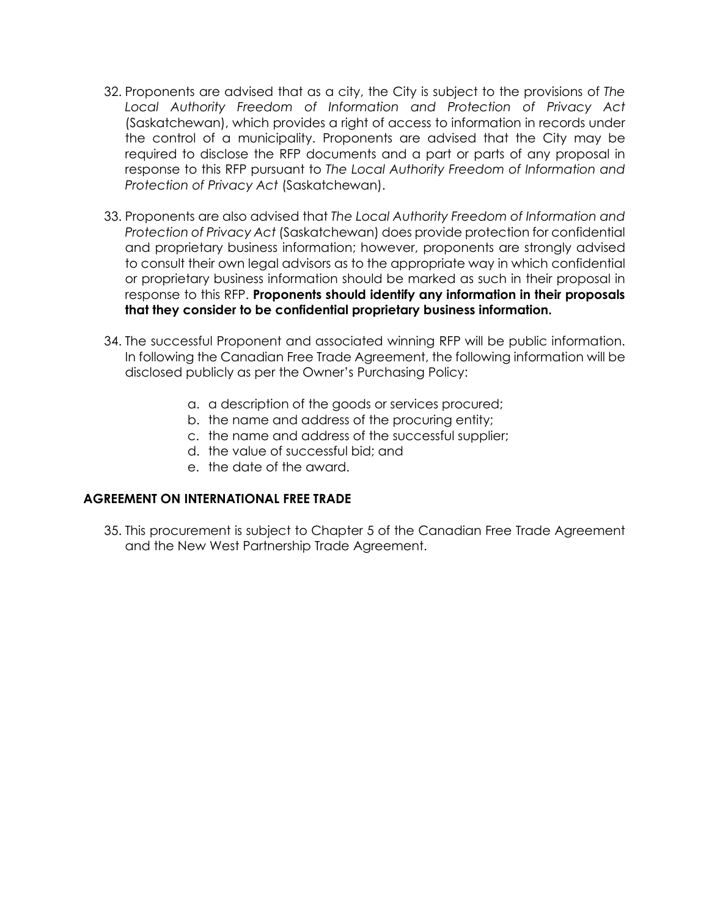32. Proponents are advised that as a city, the City is subject to the provisions of *The Local Authority Freedom of Information and Protection of Privacy Act* (Saskatchewan), which provides a right of access to information in records under the control of a municipality. Proponents are advised that the City may be required to disclose the RFP documents and a part or parts of any proposal in response to this RFP pursuant to *The Local Authority Freedom of Information and Protection of Privacy Act* (Saskatchewan).

33. Proponents are also advised that *The Local Authority Freedom of Information and Protection of Privacy Act* (Saskatchewan) does provide protection for confidential and proprietary business information; however, proponents are strongly advised to consult their own legal advisors as to the appropriate way in which confidential or proprietary business information should be marked as such in their proposal in response to this RFP. **Proponents should identify any information in their proposals that they consider to be confidential proprietary business information.**

34. The successful Proponent and associated winning RFP will be public information. In following the Canadian Free Trade Agreement, the following information will be disclosed publicly as per the Owner's Purchasing Policy:

    a. a description of the goods or services procured;
    b. the name and address of the procuring entity;
    c. the name and address of the successful supplier;
    d. the value of successful bid; and
    e. the date of the award.

**AGREEMENT ON INTERNATIONAL FREE TRADE**

35. This procurement is subject to Chapter 5 of the Canadian Free Trade Agreement and the New West Partnership Trade Agreement.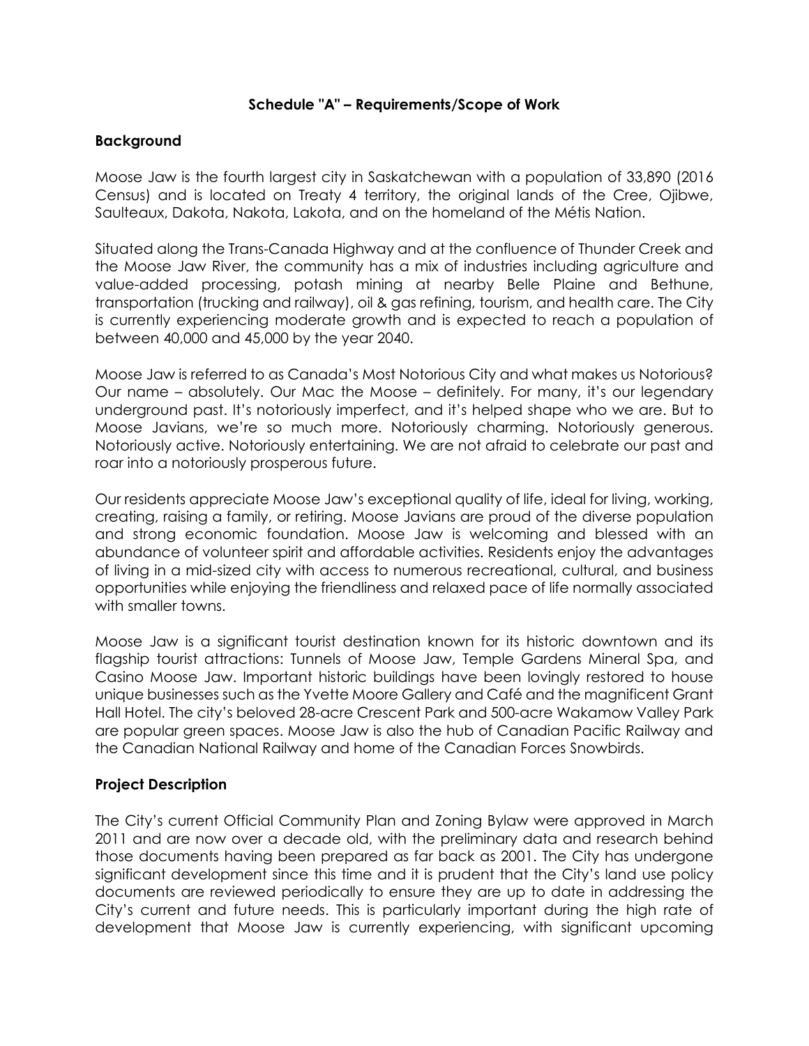## Schedule "A" – Requirements/Scope of Work

### Background

Moose Jaw is the fourth largest city in Saskatchewan with a population of 33,890 (2016 Census) and is located on Treaty 4 territory, the original lands of the Cree, Ojibwe, Saulteaux, Dakota, Nakota, Lakota, and on the homeland of the Métis Nation.

Situated along the Trans-Canada Highway and at the confluence of Thunder Creek and the Moose Jaw River, the community has a mix of industries including agriculture and value-added processing, potash mining at nearby Belle Plaine and Bethune, transportation (trucking and railway), oil & gas refining, tourism, and health care. The City is currently experiencing moderate growth and is expected to reach a population of between 40,000 and 45,000 by the year 2040.

Moose Jaw is referred to as Canada's Most Notorious City and what makes us Notorious? Our name – absolutely. Our Mac the Moose – definitely. For many, it's our legendary underground past. It's notoriously imperfect, and it's helped shape who we are. But to Moose Javians, we're so much more. Notoriously charming. Notoriously generous. Notoriously active. Notoriously entertaining. We are not afraid to celebrate our past and roar into a notoriously prosperous future.

Our residents appreciate Moose Jaw's exceptional quality of life, ideal for living, working, creating, raising a family, or retiring. Moose Javians are proud of the diverse population and strong economic foundation. Moose Jaw is welcoming and blessed with an abundance of volunteer spirit and affordable activities. Residents enjoy the advantages of living in a mid-sized city with access to numerous recreational, cultural, and business opportunities while enjoying the friendliness and relaxed pace of life normally associated with smaller towns.

Moose Jaw is a significant tourist destination known for its historic downtown and its flagship tourist attractions: Tunnels of Moose Jaw, Temple Gardens Mineral Spa, and Casino Moose Jaw. Important historic buildings have been lovingly restored to house unique businesses such as the Yvette Moore Gallery and Café and the magnificent Grant Hall Hotel. The city's beloved 28-acre Crescent Park and 500-acre Wakamow Valley Park are popular green spaces. Moose Jaw is also the hub of Canadian Pacific Railway and the Canadian National Railway and home of the Canadian Forces Snowbirds.

### Project Description

The City's current Official Community Plan and Zoning Bylaw were approved in March 2011 and are now over a decade old, with the preliminary data and research behind those documents having been prepared as far back as 2001. The City has undergone significant development since this time and it is prudent that the City's land use policy documents are reviewed periodically to ensure they are up to date in addressing the City's current and future needs. This is particularly important during the high rate of development that Moose Jaw is currently experiencing, with significant upcoming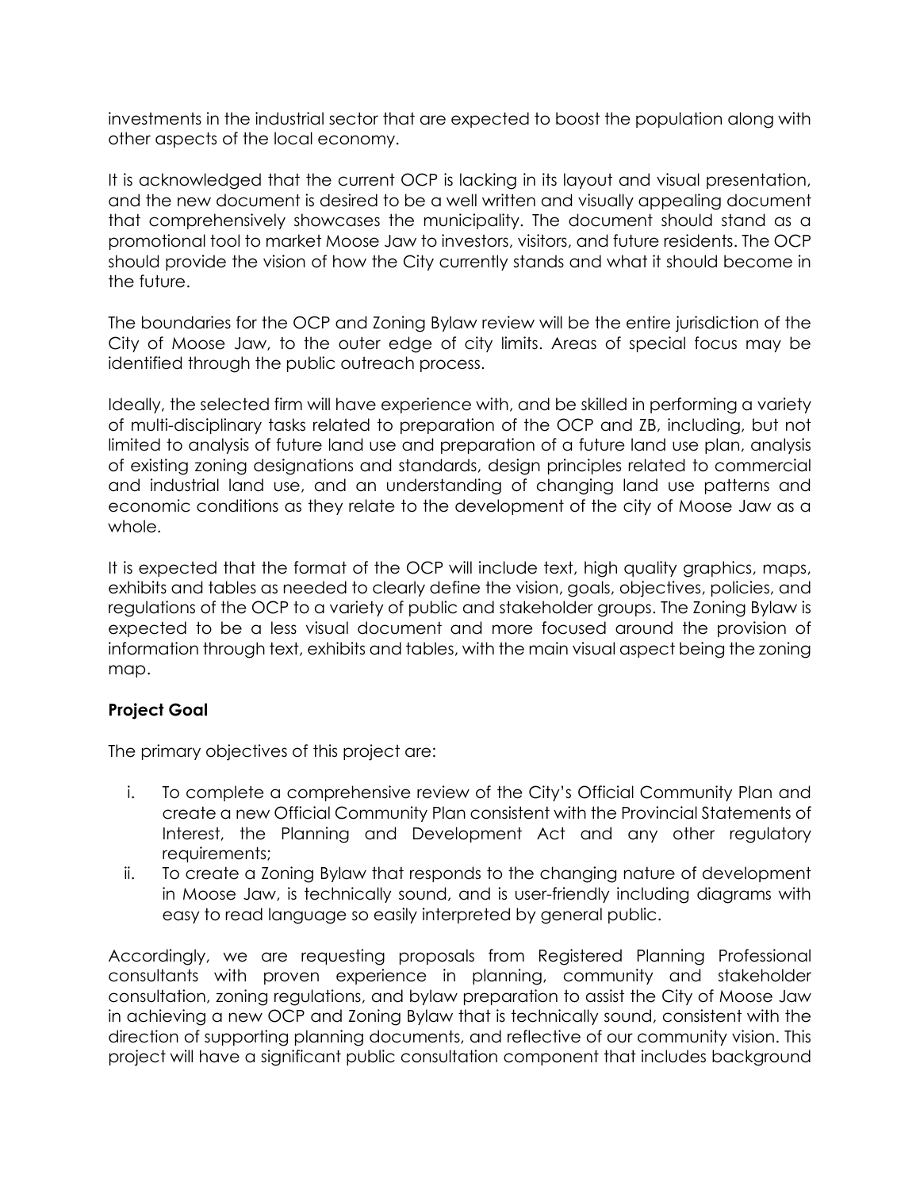investments in the industrial sector that are expected to boost the population along with other aspects of the local economy.

It is acknowledged that the current OCP is lacking in its layout and visual presentation, and the new document is desired to be a well written and visually appealing document that comprehensively showcases the municipality. The document should stand as a promotional tool to market Moose Jaw to investors, visitors, and future residents. The OCP should provide the vision of how the City currently stands and what it should become in the future.

The boundaries for the OCP and Zoning Bylaw review will be the entire jurisdiction of the City of Moose Jaw, to the outer edge of city limits. Areas of special focus may be identified through the public outreach process.

Ideally, the selected firm will have experience with, and be skilled in performing a variety of multi-disciplinary tasks related to preparation of the OCP and ZB, including, but not limited to analysis of future land use and preparation of a future land use plan, analysis of existing zoning designations and standards, design principles related to commercial and industrial land use, and an understanding of changing land use patterns and economic conditions as they relate to the development of the city of Moose Jaw as a whole.

It is expected that the format of the OCP will include text, high quality graphics, maps, exhibits and tables as needed to clearly define the vision, goals, objectives, policies, and regulations of the OCP to a variety of public and stakeholder groups. The Zoning Bylaw is expected to be a less visual document and more focused around the provision of information through text, exhibits and tables, with the main visual aspect being the zoning map.

**Project Goal**

The primary objectives of this project are:

i. To complete a comprehensive review of the City's Official Community Plan and create a new Official Community Plan consistent with the Provincial Statements of Interest, the Planning and Development Act and any other regulatory requirements;
ii. To create a Zoning Bylaw that responds to the changing nature of development in Moose Jaw, is technically sound, and is user-friendly including diagrams with easy to read language so easily interpreted by general public.

Accordingly, we are requesting proposals from Registered Planning Professional consultants with proven experience in planning, community and stakeholder consultation, zoning regulations, and bylaw preparation to assist the City of Moose Jaw in achieving a new OCP and Zoning Bylaw that is technically sound, consistent with the direction of supporting planning documents, and reflective of our community vision. This project will have a significant public consultation component that includes background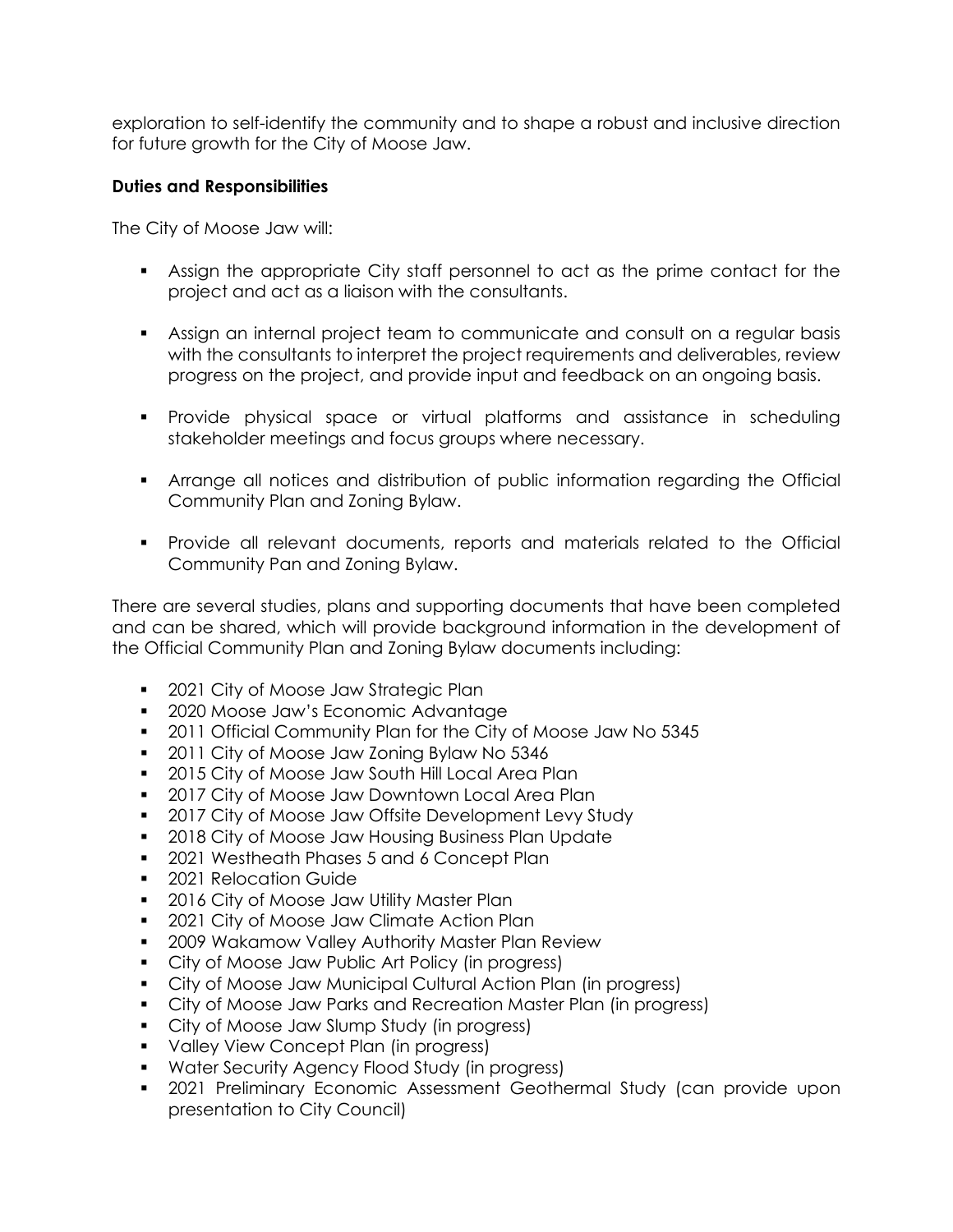exploration to self-identify the community and to shape a robust and inclusive direction for future growth for the City of Moose Jaw.

**Duties and Responsibilities**

The City of Moose Jaw will:

- Assign the appropriate City staff personnel to act as the prime contact for the project and act as a liaison with the consultants.
- Assign an internal project team to communicate and consult on a regular basis with the consultants to interpret the project requirements and deliverables, review progress on the project, and provide input and feedback on an ongoing basis.
- Provide physical space or virtual platforms and assistance in scheduling stakeholder meetings and focus groups where necessary.
- Arrange all notices and distribution of public information regarding the Official Community Plan and Zoning Bylaw.
- Provide all relevant documents, reports and materials related to the Official Community Pan and Zoning Bylaw.

There are several studies, plans and supporting documents that have been completed and can be shared, which will provide background information in the development of the Official Community Plan and Zoning Bylaw documents including:

- 2021 City of Moose Jaw Strategic Plan
- 2020 Moose Jaw's Economic Advantage
- 2011 Official Community Plan for the City of Moose Jaw No 5345
- 2011 City of Moose Jaw Zoning Bylaw No 5346
- 2015 City of Moose Jaw South Hill Local Area Plan
- 2017 City of Moose Jaw Downtown Local Area Plan
- 2017 City of Moose Jaw Offsite Development Levy Study
- 2018 City of Moose Jaw Housing Business Plan Update
- 2021 Westheath Phases 5 and 6 Concept Plan
- 2021 Relocation Guide
- 2016 City of Moose Jaw Utility Master Plan
- 2021 City of Moose Jaw Climate Action Plan
- 2009 Wakamow Valley Authority Master Plan Review
- City of Moose Jaw Public Art Policy (in progress)
- City of Moose Jaw Municipal Cultural Action Plan (in progress)
- City of Moose Jaw Parks and Recreation Master Plan (in progress)
- City of Moose Jaw Slump Study (in progress)
- Valley View Concept Plan (in progress)
- Water Security Agency Flood Study (in progress)
- 2021 Preliminary Economic Assessment Geothermal Study (can provide upon presentation to City Council)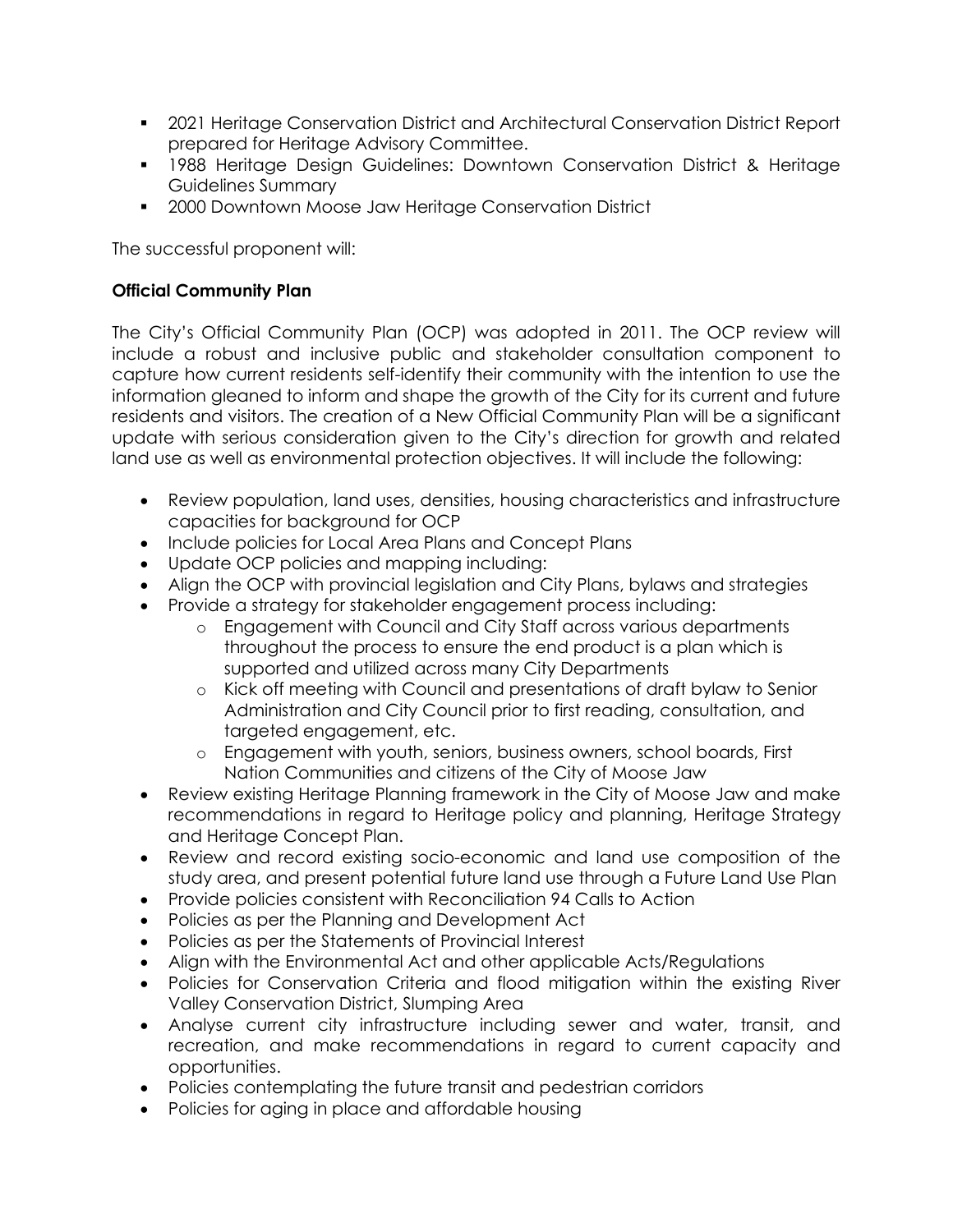- 2021 Heritage Conservation District and Architectural Conservation District Report prepared for Heritage Advisory Committee.
- 1988 Heritage Design Guidelines: Downtown Conservation District & Heritage Guidelines Summary
- 2000 Downtown Moose Jaw Heritage Conservation District

The successful proponent will:

**Official Community Plan**

The City's Official Community Plan (OCP) was adopted in 2011. The OCP review will include a robust and inclusive public and stakeholder consultation component to capture how current residents self-identify their community with the intention to use the information gleaned to inform and shape the growth of the City for its current and future residents and visitors. The creation of a New Official Community Plan will be a significant update with serious consideration given to the City's direction for growth and related land use as well as environmental protection objectives. It will include the following:

- Review population, land uses, densities, housing characteristics and infrastructure capacities for background for OCP
- Include policies for Local Area Plans and Concept Plans
- Update OCP policies and mapping including:
- Align the OCP with provincial legislation and City Plans, bylaws and strategies
- Provide a strategy for stakeholder engagement process including:
    - Engagement with Council and City Staff across various departments throughout the process to ensure the end product is a plan which is supported and utilized across many City Departments
    - Kick off meeting with Council and presentations of draft bylaw to Senior Administration and City Council prior to first reading, consultation, and targeted engagement, etc.
    - Engagement with youth, seniors, business owners, school boards, First Nation Communities and citizens of the City of Moose Jaw
- Review existing Heritage Planning framework in the City of Moose Jaw and make recommendations in regard to Heritage policy and planning, Heritage Strategy and Heritage Concept Plan.
- Review and record existing socio-economic and land use composition of the study area, and present potential future land use through a Future Land Use Plan
- Provide policies consistent with Reconciliation 94 Calls to Action
- Policies as per the Planning and Development Act
- Policies as per the Statements of Provincial Interest
- Align with the Environmental Act and other applicable Acts/Regulations
- Policies for Conservation Criteria and flood mitigation within the existing River Valley Conservation District, Slumping Area
- Analyse current city infrastructure including sewer and water, transit, and recreation, and make recommendations in regard to current capacity and opportunities.
- Policies contemplating the future transit and pedestrian corridors
- Policies for aging in place and affordable housing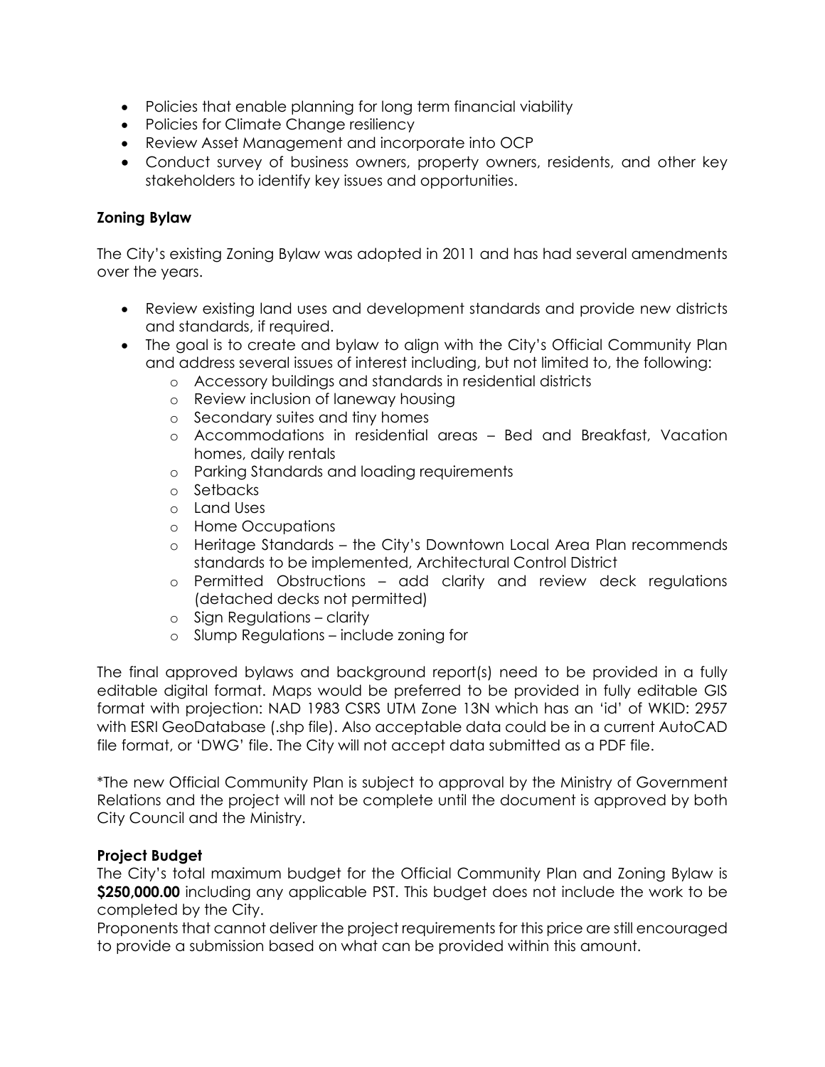- Policies that enable planning for long term financial viability
- Policies for Climate Change resiliency
- Review Asset Management and incorporate into OCP
- Conduct survey of business owners, property owners, residents, and other key stakeholders to identify key issues and opportunities.

**Zoning Bylaw**

The City's existing Zoning Bylaw was adopted in 2011 and has had several amendments over the years.

- Review existing land uses and development standards and provide new districts and standards, if required.
- The goal is to create and bylaw to align with the City's Official Community Plan and address several issues of interest including, but not limited to, the following:
  - Accessory buildings and standards in residential districts
  - Review inclusion of laneway housing
  - Secondary suites and tiny homes
  - Accommodations in residential areas – Bed and Breakfast, Vacation homes, daily rentals
  - Parking Standards and loading requirements
  - Setbacks
  - Land Uses
  - Home Occupations
  - Heritage Standards – the City's Downtown Local Area Plan recommends standards to be implemented, Architectural Control District
  - Permitted Obstructions – add clarity and review deck regulations (detached decks not permitted)
  - Sign Regulations – clarity
  - Slump Regulations – include zoning for

The final approved bylaws and background report(s) need to be provided in a fully editable digital format. Maps would be preferred to be provided in fully editable GIS format with projection: NAD 1983 CSRS UTM Zone 13N which has an 'id' of WKID: 2957 with ESRI GeoDatabase (.shp file). Also acceptable data could be in a current AutoCAD file format, or 'DWG' file. The City will not accept data submitted as a PDF file.

*The new Official Community Plan is subject to approval by the Ministry of Government Relations and the project will not be complete until the document is approved by both City Council and the Ministry.

**Project Budget**

The City's total maximum budget for the Official Community Plan and Zoning Bylaw is **$250,000.00** including any applicable PST. This budget does not include the work to be completed by the City.

Proponents that cannot deliver the project requirements for this price are still encouraged to provide a submission based on what can be provided within this amount.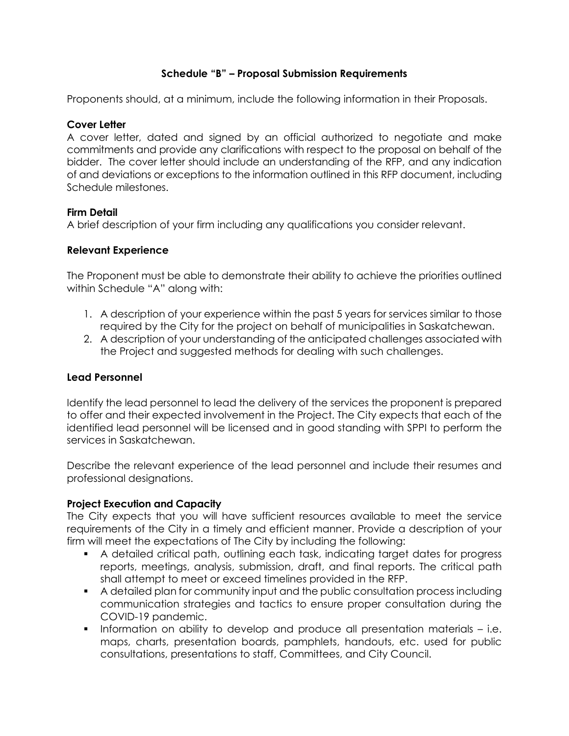## Schedule "B" – Proposal Submission Requirements

Proponents should, at a minimum, include the following information in their Proposals.

### Cover Letter

A cover letter, dated and signed by an official authorized to negotiate and make commitments and provide any clarifications with respect to the proposal on behalf of the bidder. The cover letter should include an understanding of the RFP, and any indication of and deviations or exceptions to the information outlined in this RFP document, including Schedule milestones.

### Firm Detail

A brief description of your firm including any qualifications you consider relevant.

### Relevant Experience

The Proponent must be able to demonstrate their ability to achieve the priorities outlined within Schedule "A" along with:

1. A description of your experience within the past 5 years for services similar to those required by the City for the project on behalf of municipalities in Saskatchewan.
2. A description of your understanding of the anticipated challenges associated with the Project and suggested methods for dealing with such challenges.

### Lead Personnel

Identify the lead personnel to lead the delivery of the services the proponent is prepared to offer and their expected involvement in the Project. The City expects that each of the identified lead personnel will be licensed and in good standing with SPPI to perform the services in Saskatchewan.

Describe the relevant experience of the lead personnel and include their resumes and professional designations.

### Project Execution and Capacity

The City expects that you will have sufficient resources available to meet the service requirements of the City in a timely and efficient manner. Provide a description of your firm will meet the expectations of The City by including the following:

- A detailed critical path, outlining each task, indicating target dates for progress reports, meetings, analysis, submission, draft, and final reports. The critical path shall attempt to meet or exceed timelines provided in the RFP.
- A detailed plan for community input and the public consultation process including communication strategies and tactics to ensure proper consultation during the COVID-19 pandemic.
- Information on ability to develop and produce all presentation materials – i.e. maps, charts, presentation boards, pamphlets, handouts, etc. used for public consultations, presentations to staff, Committees, and City Council.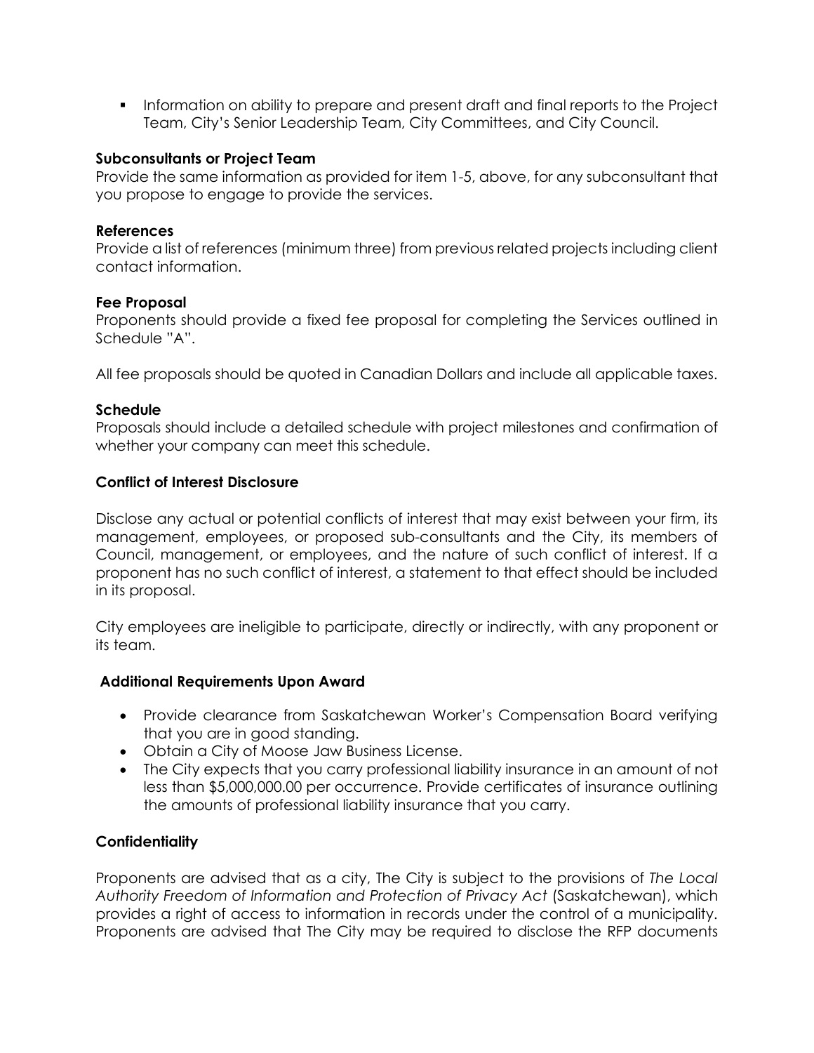- Information on ability to prepare and present draft and final reports to the Project Team, City's Senior Leadership Team, City Committees, and City Council.

**Subconsultants or Project Team**

Provide the same information as provided for item 1-5, above, for any subconsultant that you propose to engage to provide the services.

**References**

Provide a list of references (minimum three) from previous related projects including client contact information.

**Fee Proposal**

Proponents should provide a fixed fee proposal for completing the Services outlined in Schedule "A".

All fee proposals should be quoted in Canadian Dollars and include all applicable taxes.

**Schedule**

Proposals should include a detailed schedule with project milestones and confirmation of whether your company can meet this schedule.

**Conflict of Interest Disclosure**

Disclose any actual or potential conflicts of interest that may exist between your firm, its management, employees, or proposed sub-consultants and the City, its members of Council, management, or employees, and the nature of such conflict of interest. If a proponent has no such conflict of interest, a statement to that effect should be included in its proposal.

City employees are ineligible to participate, directly or indirectly, with any proponent or its team.

**Additional Requirements Upon Award**

- Provide clearance from Saskatchewan Worker's Compensation Board verifying that you are in good standing.
- Obtain a City of Moose Jaw Business License.
- The City expects that you carry professional liability insurance in an amount of not less than $5,000,000.00 per occurrence. Provide certificates of insurance outlining the amounts of professional liability insurance that you carry.

**Confidentiality**

Proponents are advised that as a city, The City is subject to the provisions of *The Local Authority Freedom of Information and Protection of Privacy Act* (Saskatchewan), which provides a right of access to information in records under the control of a municipality. Proponents are advised that The City may be required to disclose the RFP documents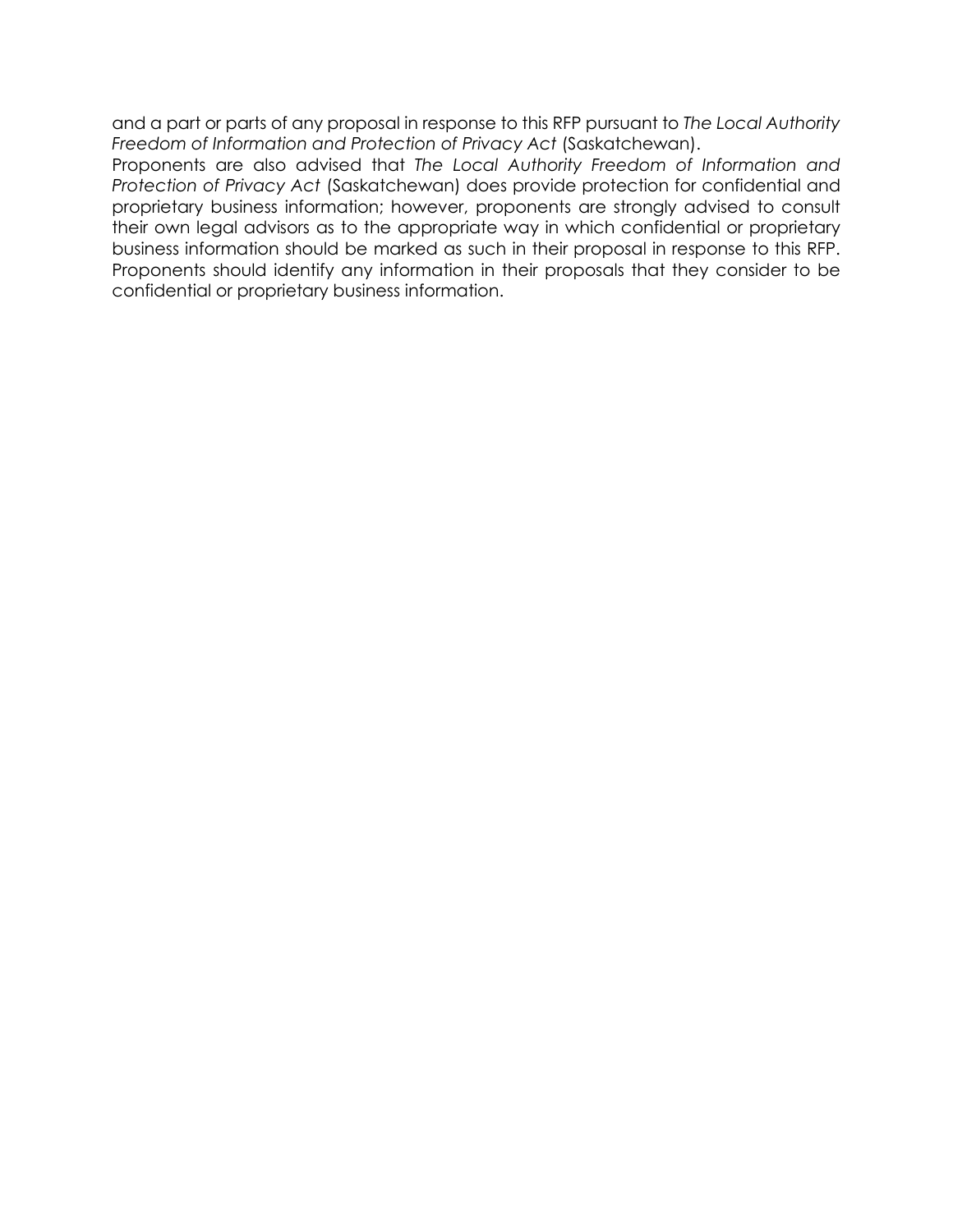and a part or parts of any proposal in response to this RFP pursuant to *The Local Authority Freedom of Information and Protection of Privacy Act* (Saskatchewan).

Proponents are also advised that *The Local Authority Freedom of Information and Protection of Privacy Act* (Saskatchewan) does provide protection for confidential and proprietary business information; however, proponents are strongly advised to consult their own legal advisors as to the appropriate way in which confidential or proprietary business information should be marked as such in their proposal in response to this RFP. Proponents should identify any information in their proposals that they consider to be confidential or proprietary business information.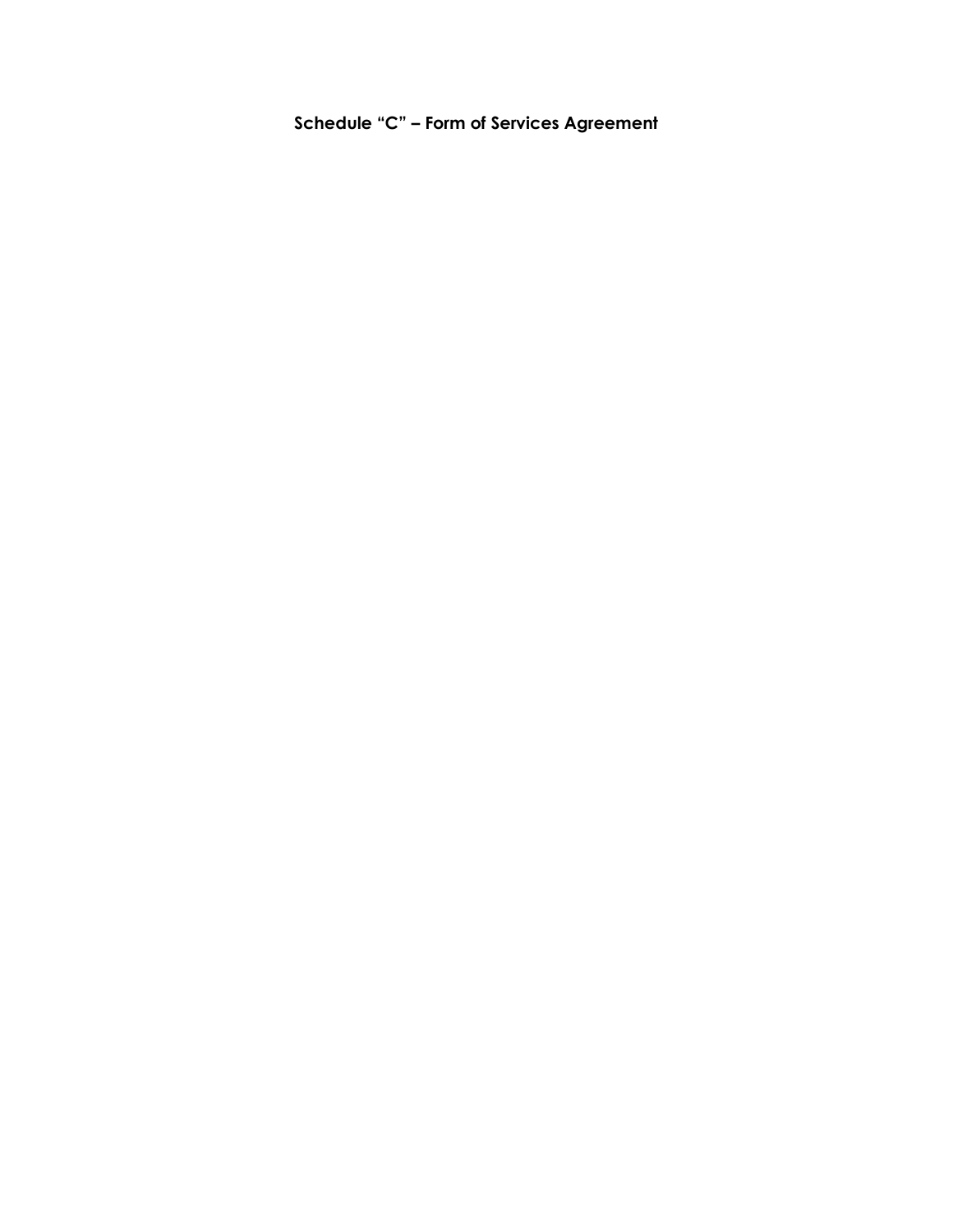**Schedule "C" – Form of Services Agreement**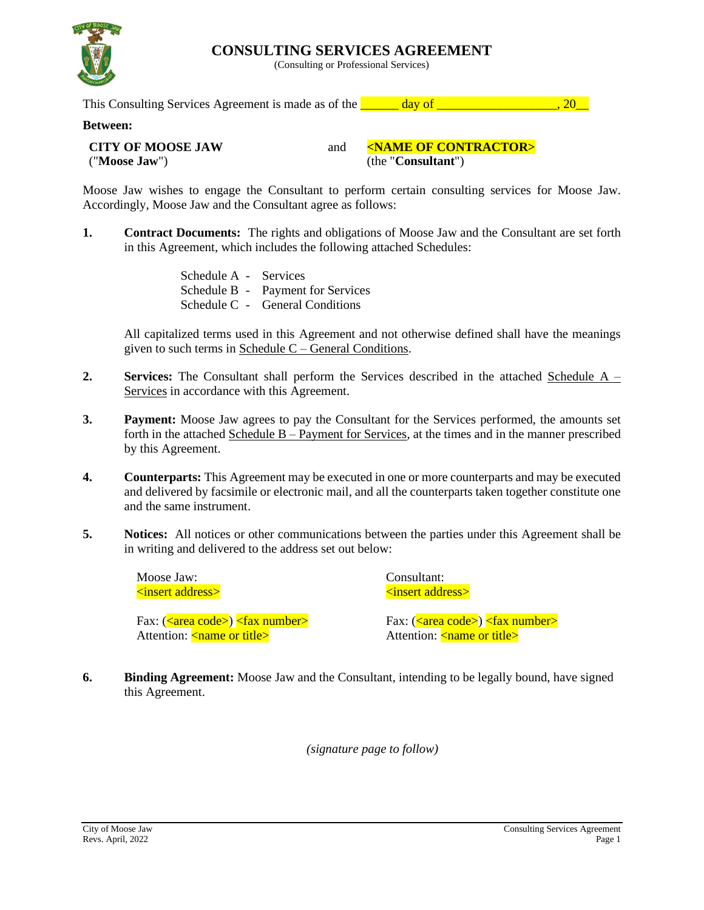# CONSULTING SERVICES AGREEMENT

(Consulting or Professional Services)

This Consulting Services Agreement is made as of the ______ day of ___________________, 20__

**Between:**

| | | |
|---|---|---|
| **CITY OF MOOSE JAW** ("**Moose Jaw**") | and | **<NAME OF CONTRACTOR>** (the "**Consultant**") |

Moose Jaw wishes to engage the Consultant to perform certain consulting services for Moose Jaw. Accordingly, Moose Jaw and the Consultant agree as follows:

**1. Contract Documents:** The rights and obligations of Moose Jaw and the Consultant are set forth in this Agreement, which includes the following attached Schedules:

Schedule A - Services
Schedule B - Payment for Services
Schedule C - General Conditions

All capitalized terms used in this Agreement and not otherwise defined shall have the meanings given to such terms in Schedule C – General Conditions.

**2. Services:** The Consultant shall perform the Services described in the attached Schedule A – Services in accordance with this Agreement.

**3. Payment:** Moose Jaw agrees to pay the Consultant for the Services performed, the amounts set forth in the attached Schedule B – Payment for Services, at the times and in the manner prescribed by this Agreement.

**4. Counterparts:** This Agreement may be executed in one or more counterparts and may be executed and delivered by facsimile or electronic mail, and all the counterparts taken together constitute one and the same instrument.

**5. Notices:** All notices or other communications between the parties under this Agreement shall be in writing and delivered to the address set out below:

Moose Jaw:
<insert address>

Fax: (<area code>) <fax number>
Attention: <name or title>

Consultant:
<insert address>

Fax: (<area code>) <fax number>
Attention: <name or title>

**6. Binding Agreement:** Moose Jaw and the Consultant, intending to be legally bound, have signed this Agreement.

*(signature page to follow)*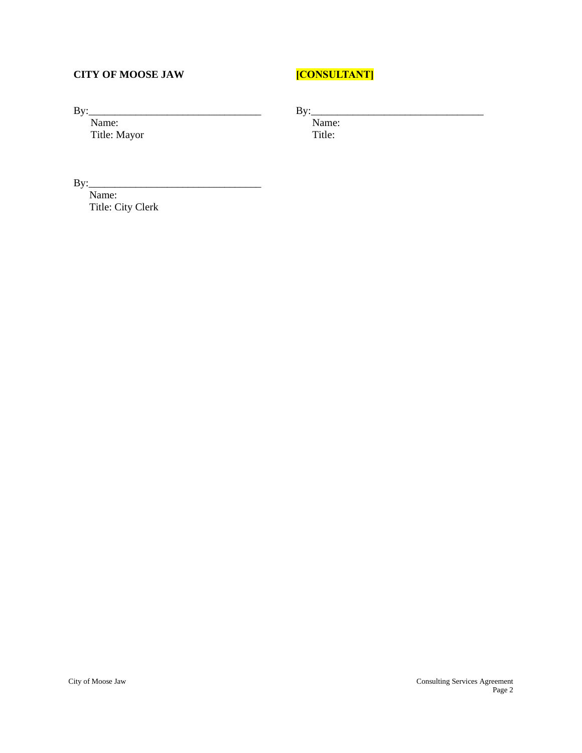**CITY OF MOOSE JAW**

By:_________________________________
Name:
Title: Mayor

By:_________________________________
Name:
Title: City Clerk

**[CONSULTANT]**

By:_________________________________
Name:
Title: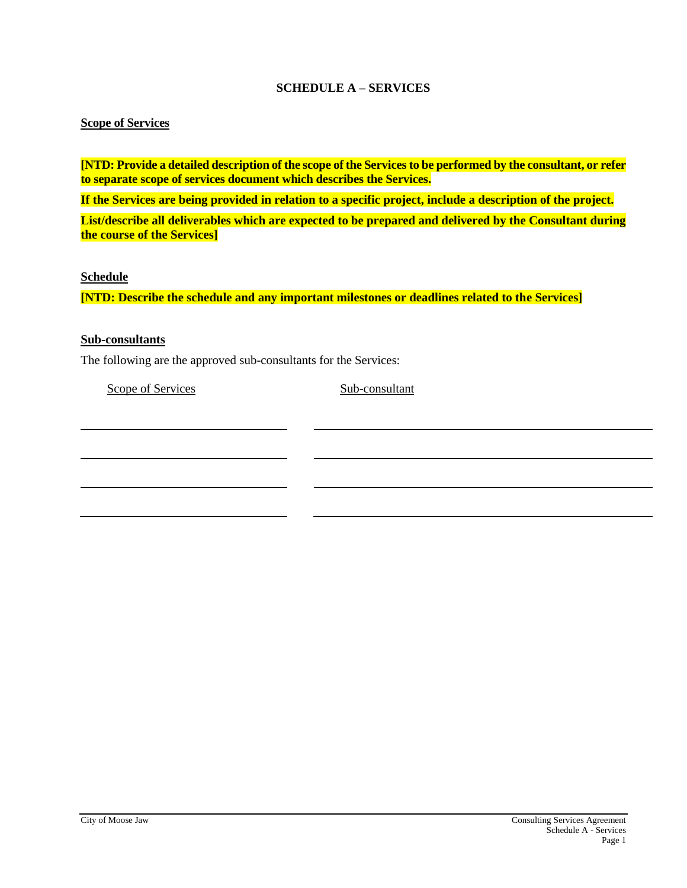# SCHEDULE A – SERVICES

**Scope of Services**

**[NTD: Provide a detailed description of the scope of the Services to be performed by the consultant, or refer to separate scope of services document which describes the Services.**

**If the Services are being provided in relation to a specific project, include a description of the project.**

**List/describe all deliverables which are expected to be prepared and delivered by the Consultant during the course of the Services]**

**Schedule**

**[NTD: Describe the schedule and any important milestones or deadlines related to the Services]**

**Sub-consultants**

The following are the approved sub-consultants for the Services:

| Scope of Services | Sub-consultant |
|---|---|
| | |
| | |
| | |
| | |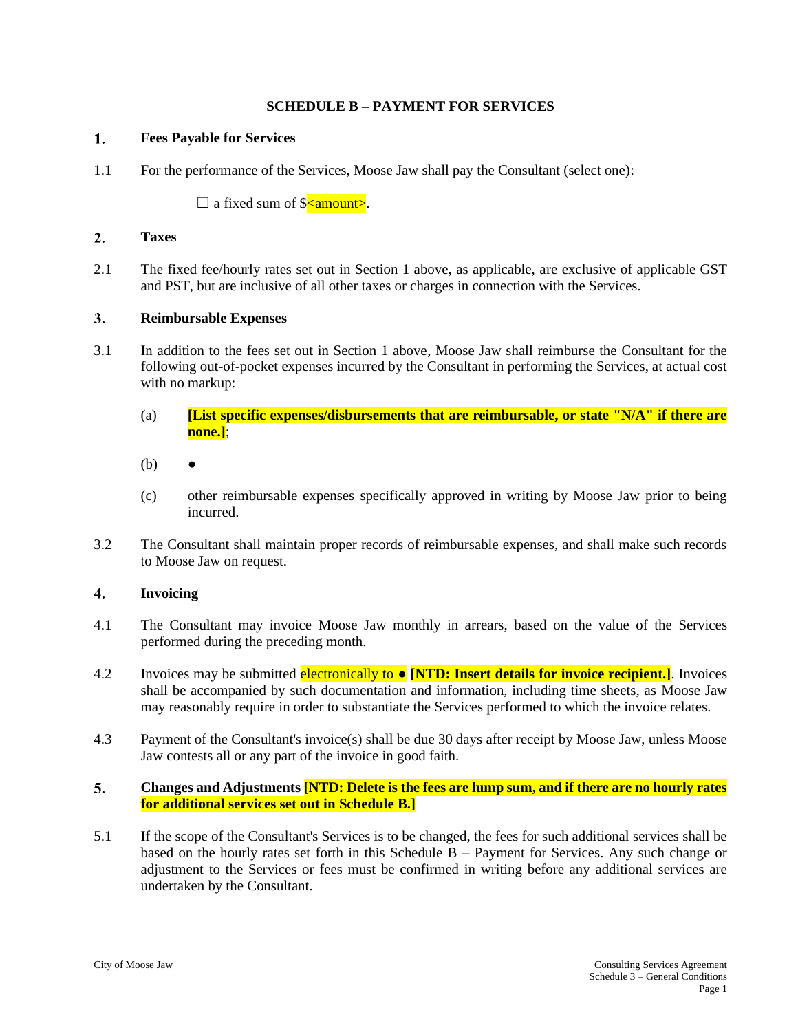## SCHEDULE B – PAYMENT FOR SERVICES

### 1. Fees Payable for Services

1.1 For the performance of the Services, Moose Jaw shall pay the Consultant (select one):

☐ a fixed sum of $<amount>.

### 2. Taxes

2.1 The fixed fee/hourly rates set out in Section 1 above, as applicable, are exclusive of applicable GST and PST, but are inclusive of all other taxes or charges in connection with the Services.

### 3. Reimbursable Expenses

3.1 In addition to the fees set out in Section 1 above, Moose Jaw shall reimburse the Consultant for the following out-of-pocket expenses incurred by the Consultant in performing the Services, at actual cost with no markup:

(a) **[List specific expenses/disbursements that are reimbursable, or state "N/A" if there are none.]**;

(b) ●

(c) other reimbursable expenses specifically approved in writing by Moose Jaw prior to being incurred.

3.2 The Consultant shall maintain proper records of reimbursable expenses, and shall make such records to Moose Jaw on request.

### 4. Invoicing

4.1 The Consultant may invoice Moose Jaw monthly in arrears, based on the value of the Services performed during the preceding month.

4.2 Invoices may be submitted electronically to ● **[NTD: Insert details for invoice recipient.]**. Invoices shall be accompanied by such documentation and information, including time sheets, as Moose Jaw may reasonably require in order to substantiate the Services performed to which the invoice relates.

4.3 Payment of the Consultant's invoice(s) shall be due 30 days after receipt by Moose Jaw, unless Moose Jaw contests all or any part of the invoice in good faith.

### 5. Changes and Adjustments [NTD: Delete is the fees are lump sum, and if there are no hourly rates for additional services set out in Schedule B.]

5.1 If the scope of the Consultant's Services is to be changed, the fees for such additional services shall be based on the hourly rates set forth in this Schedule B – Payment for Services. Any such change or adjustment to the Services or fees must be confirmed in writing before any additional services are undertaken by the Consultant.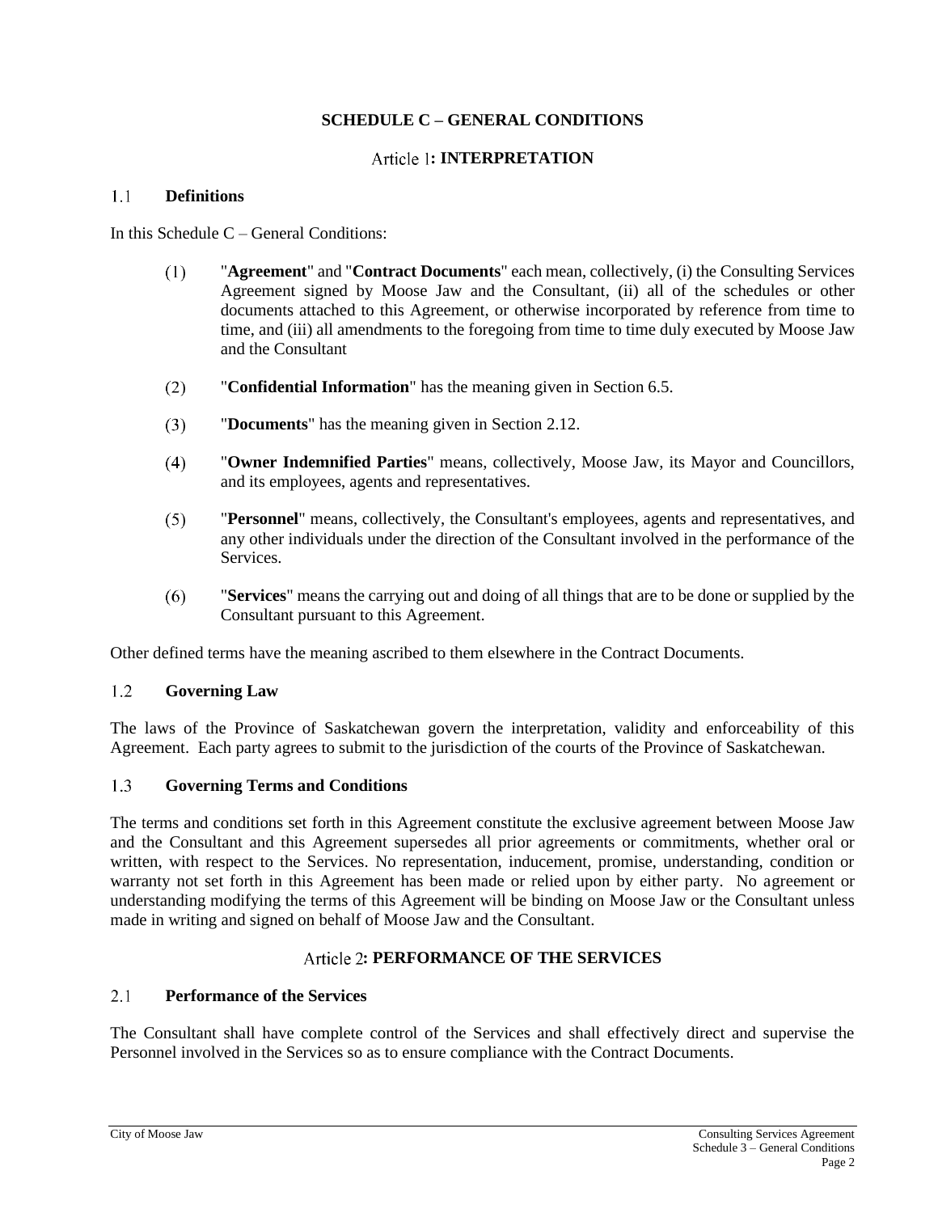# SCHEDULE C – GENERAL CONDITIONS

## Article 1: INTERPRETATION

### 1.1 Definitions

In this Schedule C – General Conditions:

(1) "**Agreement**" and "**Contract Documents**" each mean, collectively, (i) the Consulting Services Agreement signed by Moose Jaw and the Consultant, (ii) all of the schedules or other documents attached to this Agreement, or otherwise incorporated by reference from time to time, and (iii) all amendments to the foregoing from time to time duly executed by Moose Jaw and the Consultant

(2) "**Confidential Information**" has the meaning given in Section 6.5.

(3) "**Documents**" has the meaning given in Section 2.12.

(4) "**Owner Indemnified Parties**" means, collectively, Moose Jaw, its Mayor and Councillors, and its employees, agents and representatives.

(5) "**Personnel**" means, collectively, the Consultant's employees, agents and representatives, and any other individuals under the direction of the Consultant involved in the performance of the Services.

(6) "**Services**" means the carrying out and doing of all things that are to be done or supplied by the Consultant pursuant to this Agreement.

Other defined terms have the meaning ascribed to them elsewhere in the Contract Documents.

### 1.2 Governing Law

The laws of the Province of Saskatchewan govern the interpretation, validity and enforceability of this Agreement. Each party agrees to submit to the jurisdiction of the courts of the Province of Saskatchewan.

### 1.3 Governing Terms and Conditions

The terms and conditions set forth in this Agreement constitute the exclusive agreement between Moose Jaw and the Consultant and this Agreement supersedes all prior agreements or commitments, whether oral or written, with respect to the Services. No representation, inducement, promise, understanding, condition or warranty not set forth in this Agreement has been made or relied upon by either party. No agreement or understanding modifying the terms of this Agreement will be binding on Moose Jaw or the Consultant unless made in writing and signed on behalf of Moose Jaw and the Consultant.

## Article 2: PERFORMANCE OF THE SERVICES

### 2.1 Performance of the Services

The Consultant shall have complete control of the Services and shall effectively direct and supervise the Personnel involved in the Services so as to ensure compliance with the Contract Documents.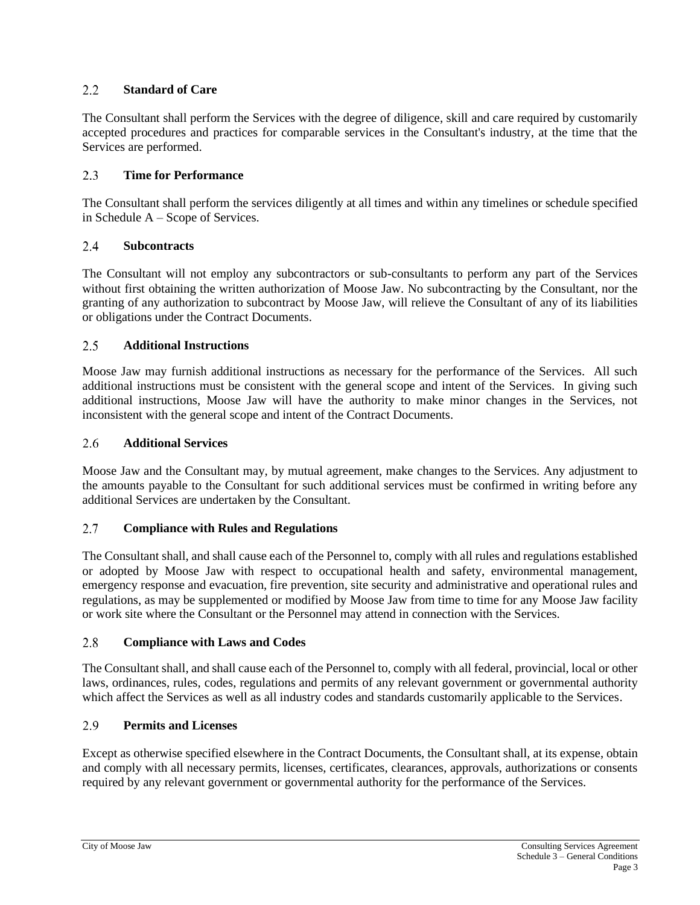### 2.2 Standard of Care

The Consultant shall perform the Services with the degree of diligence, skill and care required by customarily accepted procedures and practices for comparable services in the Consultant's industry, at the time that the Services are performed.

### 2.3 Time for Performance

The Consultant shall perform the services diligently at all times and within any timelines or schedule specified in Schedule A – Scope of Services.

### 2.4 Subcontracts

The Consultant will not employ any subcontractors or sub-consultants to perform any part of the Services without first obtaining the written authorization of Moose Jaw. No subcontracting by the Consultant, nor the granting of any authorization to subcontract by Moose Jaw, will relieve the Consultant of any of its liabilities or obligations under the Contract Documents.

### 2.5 Additional Instructions

Moose Jaw may furnish additional instructions as necessary for the performance of the Services. All such additional instructions must be consistent with the general scope and intent of the Services. In giving such additional instructions, Moose Jaw will have the authority to make minor changes in the Services, not inconsistent with the general scope and intent of the Contract Documents.

### 2.6 Additional Services

Moose Jaw and the Consultant may, by mutual agreement, make changes to the Services. Any adjustment to the amounts payable to the Consultant for such additional services must be confirmed in writing before any additional Services are undertaken by the Consultant.

### 2.7 Compliance with Rules and Regulations

The Consultant shall, and shall cause each of the Personnel to, comply with all rules and regulations established or adopted by Moose Jaw with respect to occupational health and safety, environmental management, emergency response and evacuation, fire prevention, site security and administrative and operational rules and regulations, as may be supplemented or modified by Moose Jaw from time to time for any Moose Jaw facility or work site where the Consultant or the Personnel may attend in connection with the Services.

### 2.8 Compliance with Laws and Codes

The Consultant shall, and shall cause each of the Personnel to, comply with all federal, provincial, local or other laws, ordinances, rules, codes, regulations and permits of any relevant government or governmental authority which affect the Services as well as all industry codes and standards customarily applicable to the Services.

### 2.9 Permits and Licenses

Except as otherwise specified elsewhere in the Contract Documents, the Consultant shall, at its expense, obtain and comply with all necessary permits, licenses, certificates, clearances, approvals, authorizations or consents required by any relevant government or governmental authority for the performance of the Services.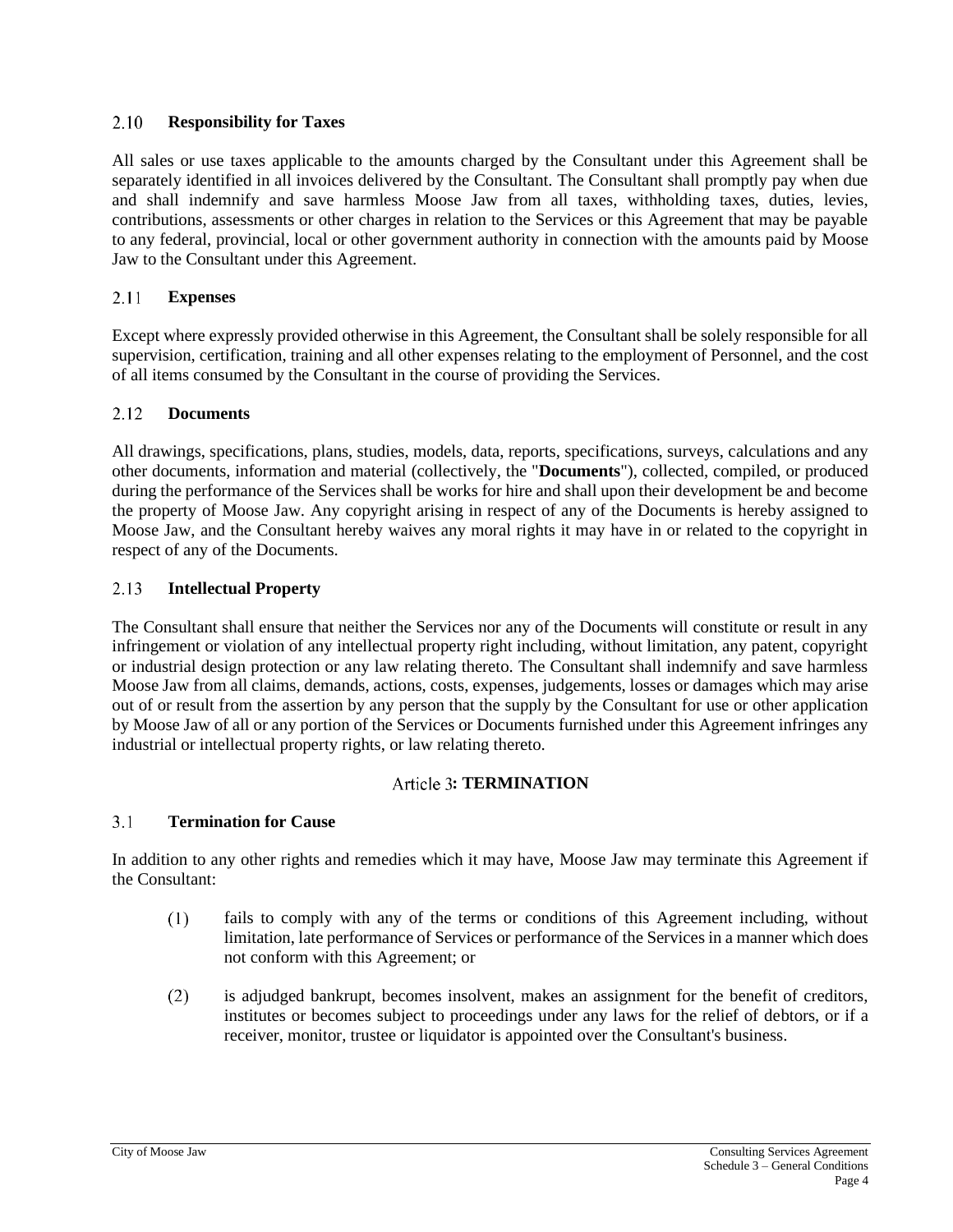### 2.10 Responsibility for Taxes

All sales or use taxes applicable to the amounts charged by the Consultant under this Agreement shall be separately identified in all invoices delivered by the Consultant. The Consultant shall promptly pay when due and shall indemnify and save harmless Moose Jaw from all taxes, withholding taxes, duties, levies, contributions, assessments or other charges in relation to the Services or this Agreement that may be payable to any federal, provincial, local or other government authority in connection with the amounts paid by Moose Jaw to the Consultant under this Agreement.

### 2.11 Expenses

Except where expressly provided otherwise in this Agreement, the Consultant shall be solely responsible for all supervision, certification, training and all other expenses relating to the employment of Personnel, and the cost of all items consumed by the Consultant in the course of providing the Services.

### 2.12 Documents

All drawings, specifications, plans, studies, models, data, reports, specifications, surveys, calculations and any other documents, information and material (collectively, the "**Documents**"), collected, compiled, or produced during the performance of the Services shall be works for hire and shall upon their development be and become the property of Moose Jaw. Any copyright arising in respect of any of the Documents is hereby assigned to Moose Jaw, and the Consultant hereby waives any moral rights it may have in or related to the copyright in respect of any of the Documents.

### 2.13 Intellectual Property

The Consultant shall ensure that neither the Services nor any of the Documents will constitute or result in any infringement or violation of any intellectual property right including, without limitation, any patent, copyright or industrial design protection or any law relating thereto. The Consultant shall indemnify and save harmless Moose Jaw from all claims, demands, actions, costs, expenses, judgements, losses or damages which may arise out of or result from the assertion by any person that the supply by the Consultant for use or other application by Moose Jaw of all or any portion of the Services or Documents furnished under this Agreement infringes any industrial or intellectual property rights, or law relating thereto.

## Article 3: TERMINATION

### 3.1 Termination for Cause

In addition to any other rights and remedies which it may have, Moose Jaw may terminate this Agreement if the Consultant:

(1) fails to comply with any of the terms or conditions of this Agreement including, without limitation, late performance of Services or performance of the Services in a manner which does not conform with this Agreement; or

(2) is adjudged bankrupt, becomes insolvent, makes an assignment for the benefit of creditors, institutes or becomes subject to proceedings under any laws for the relief of debtors, or if a receiver, monitor, trustee or liquidator is appointed over the Consultant's business.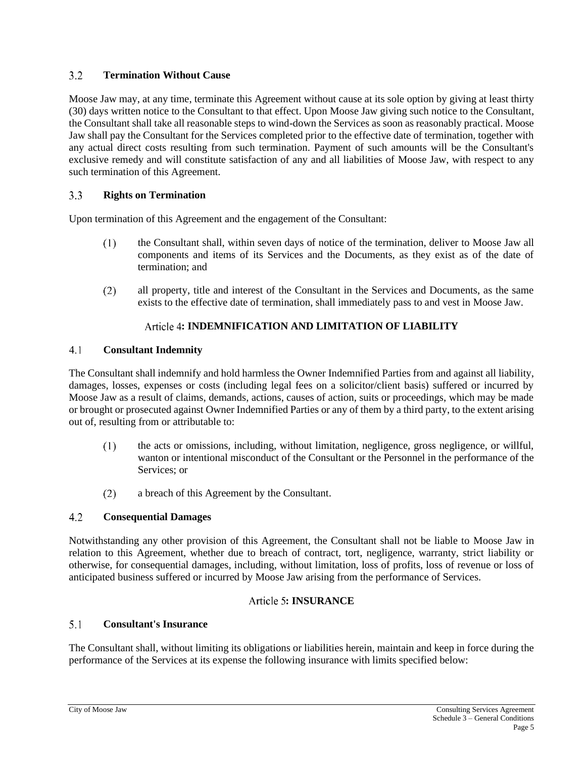### 3.2 Termination Without Cause

Moose Jaw may, at any time, terminate this Agreement without cause at its sole option by giving at least thirty (30) days written notice to the Consultant to that effect. Upon Moose Jaw giving such notice to the Consultant, the Consultant shall take all reasonable steps to wind-down the Services as soon as reasonably practical. Moose Jaw shall pay the Consultant for the Services completed prior to the effective date of termination, together with any actual direct costs resulting from such termination. Payment of such amounts will be the Consultant's exclusive remedy and will constitute satisfaction of any and all liabilities of Moose Jaw, with respect to any such termination of this Agreement.

### 3.3 Rights on Termination

Upon termination of this Agreement and the engagement of the Consultant:

(1) the Consultant shall, within seven days of notice of the termination, deliver to Moose Jaw all components and items of its Services and the Documents, as they exist as of the date of termination; and

(2) all property, title and interest of the Consultant in the Services and Documents, as the same exists to the effective date of termination, shall immediately pass to and vest in Moose Jaw.

## Article 4: INDEMNIFICATION AND LIMITATION OF LIABILITY

### 4.1 Consultant Indemnity

The Consultant shall indemnify and hold harmless the Owner Indemnified Parties from and against all liability, damages, losses, expenses or costs (including legal fees on a solicitor/client basis) suffered or incurred by Moose Jaw as a result of claims, demands, actions, causes of action, suits or proceedings, which may be made or brought or prosecuted against Owner Indemnified Parties or any of them by a third party, to the extent arising out of, resulting from or attributable to:

(1) the acts or omissions, including, without limitation, negligence, gross negligence, or willful, wanton or intentional misconduct of the Consultant or the Personnel in the performance of the Services; or

(2) a breach of this Agreement by the Consultant.

### 4.2 Consequential Damages

Notwithstanding any other provision of this Agreement, the Consultant shall not be liable to Moose Jaw in relation to this Agreement, whether due to breach of contract, tort, negligence, warranty, strict liability or otherwise, for consequential damages, including, without limitation, loss of profits, loss of revenue or loss of anticipated business suffered or incurred by Moose Jaw arising from the performance of Services.

## Article 5: INSURANCE

### 5.1 Consultant's Insurance

The Consultant shall, without limiting its obligations or liabilities herein, maintain and keep in force during the performance of the Services at its expense the following insurance with limits specified below: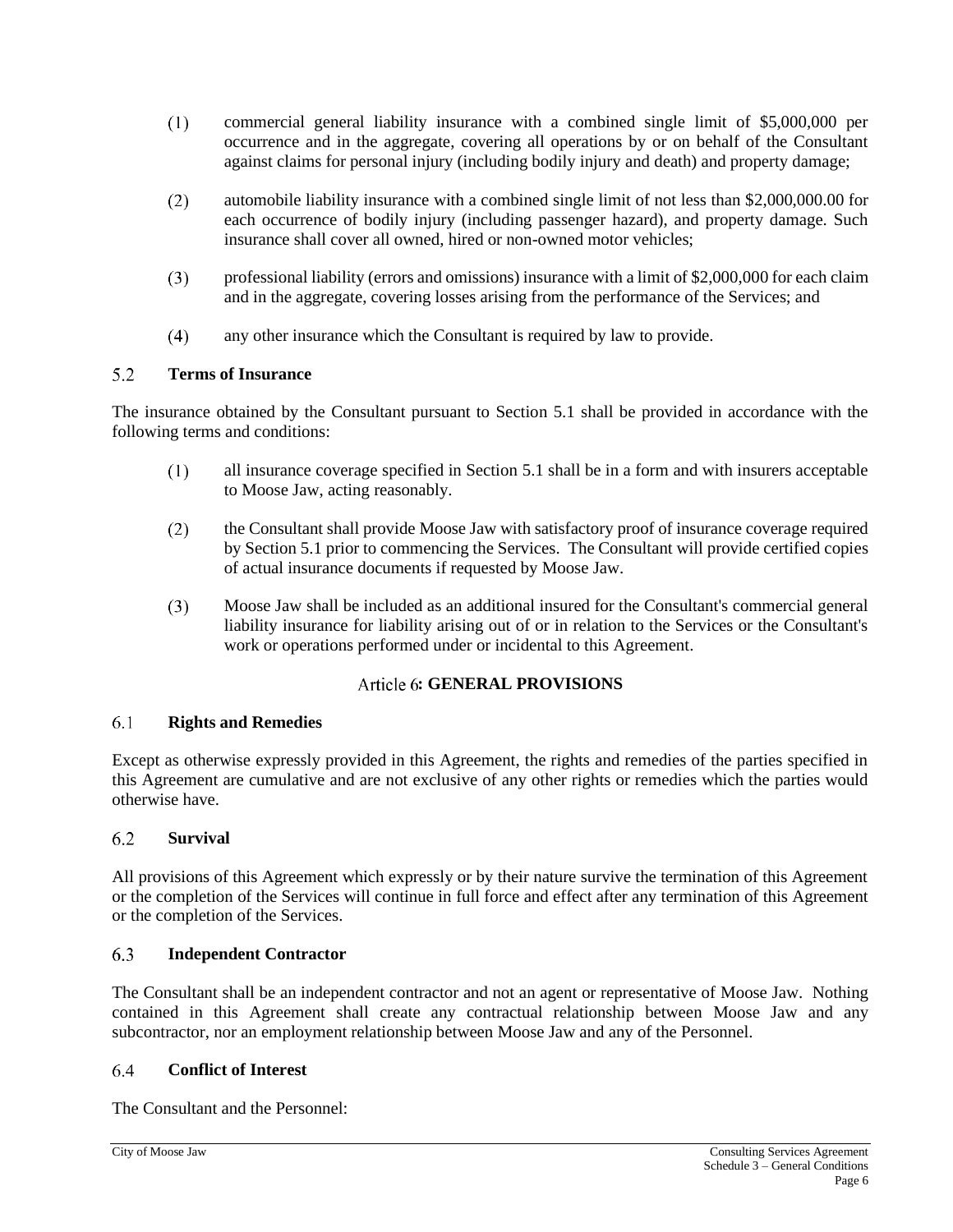(1) commercial general liability insurance with a combined single limit of $5,000,000 per occurrence and in the aggregate, covering all operations by or on behalf of the Consultant against claims for personal injury (including bodily injury and death) and property damage;

(2) automobile liability insurance with a combined single limit of not less than $2,000,000.00 for each occurrence of bodily injury (including passenger hazard), and property damage. Such insurance shall cover all owned, hired or non-owned motor vehicles;

(3) professional liability (errors and omissions) insurance with a limit of $2,000,000 for each claim and in the aggregate, covering losses arising from the performance of the Services; and

(4) any other insurance which the Consultant is required by law to provide.

### 5.2 Terms of Insurance

The insurance obtained by the Consultant pursuant to Section 5.1 shall be provided in accordance with the following terms and conditions:

(1) all insurance coverage specified in Section 5.1 shall be in a form and with insurers acceptable to Moose Jaw, acting reasonably.

(2) the Consultant shall provide Moose Jaw with satisfactory proof of insurance coverage required by Section 5.1 prior to commencing the Services. The Consultant will provide certified copies of actual insurance documents if requested by Moose Jaw.

(3) Moose Jaw shall be included as an additional insured for the Consultant's commercial general liability insurance for liability arising out of or in relation to the Services or the Consultant's work or operations performed under or incidental to this Agreement.

## Article 6: GENERAL PROVISIONS

### 6.1 Rights and Remedies

Except as otherwise expressly provided in this Agreement, the rights and remedies of the parties specified in this Agreement are cumulative and are not exclusive of any other rights or remedies which the parties would otherwise have.

### 6.2 Survival

All provisions of this Agreement which expressly or by their nature survive the termination of this Agreement or the completion of the Services will continue in full force and effect after any termination of this Agreement or the completion of the Services.

### 6.3 Independent Contractor

The Consultant shall be an independent contractor and not an agent or representative of Moose Jaw. Nothing contained in this Agreement shall create any contractual relationship between Moose Jaw and any subcontractor, nor an employment relationship between Moose Jaw and any of the Personnel.

### 6.4 Conflict of Interest

The Consultant and the Personnel: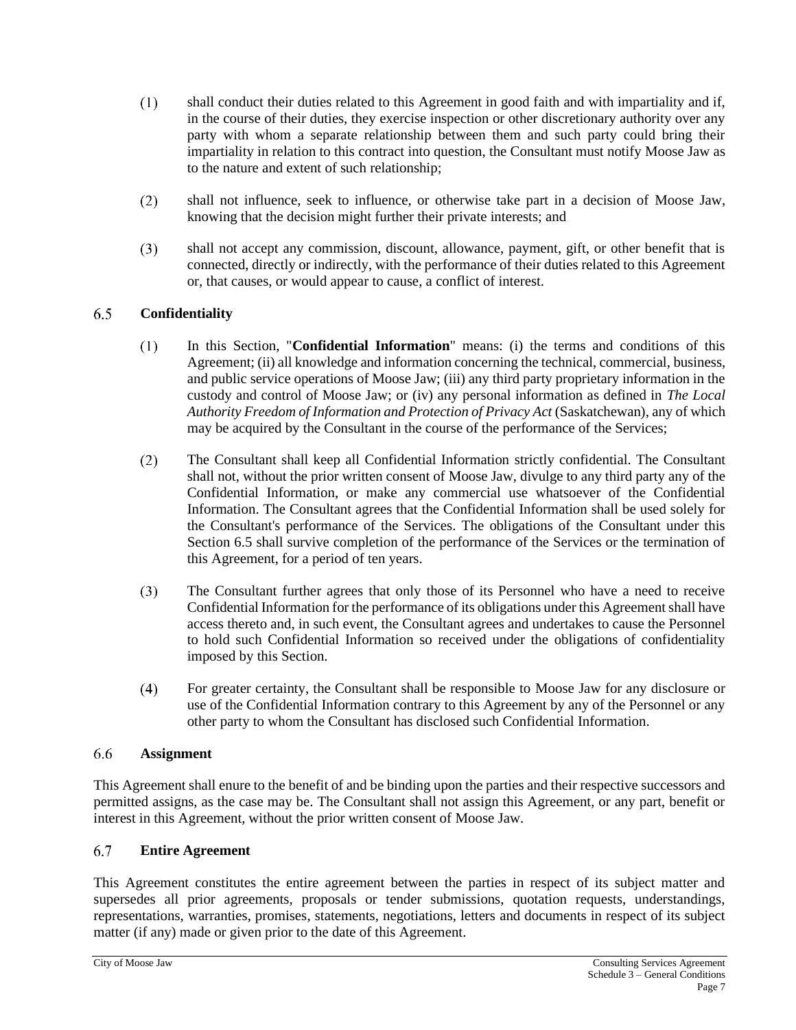(1) shall conduct their duties related to this Agreement in good faith and with impartiality and if, in the course of their duties, they exercise inspection or other discretionary authority over any party with whom a separate relationship between them and such party could bring their impartiality in relation to this contract into question, the Consultant must notify Moose Jaw as to the nature and extent of such relationship;

(2) shall not influence, seek to influence, or otherwise take part in a decision of Moose Jaw, knowing that the decision might further their private interests; and

(3) shall not accept any commission, discount, allowance, payment, gift, or other benefit that is connected, directly or indirectly, with the performance of their duties related to this Agreement or, that causes, or would appear to cause, a conflict of interest.

### 6.5 Confidentiality

(1) In this Section, "**Confidential Information**" means: (i) the terms and conditions of this Agreement; (ii) all knowledge and information concerning the technical, commercial, business, and public service operations of Moose Jaw; (iii) any third party proprietary information in the custody and control of Moose Jaw; or (iv) any personal information as defined in *The Local Authority Freedom of Information and Protection of Privacy Act* (Saskatchewan), any of which may be acquired by the Consultant in the course of the performance of the Services;

(2) The Consultant shall keep all Confidential Information strictly confidential. The Consultant shall not, without the prior written consent of Moose Jaw, divulge to any third party any of the Confidential Information, or make any commercial use whatsoever of the Confidential Information. The Consultant agrees that the Confidential Information shall be used solely for the Consultant's performance of the Services. The obligations of the Consultant under this Section 6.5 shall survive completion of the performance of the Services or the termination of this Agreement, for a period of ten years.

(3) The Consultant further agrees that only those of its Personnel who have a need to receive Confidential Information for the performance of its obligations under this Agreement shall have access thereto and, in such event, the Consultant agrees and undertakes to cause the Personnel to hold such Confidential Information so received under the obligations of confidentiality imposed by this Section.

(4) For greater certainty, the Consultant shall be responsible to Moose Jaw for any disclosure or use of the Confidential Information contrary to this Agreement by any of the Personnel or any other party to whom the Consultant has disclosed such Confidential Information.

### 6.6 Assignment

This Agreement shall enure to the benefit of and be binding upon the parties and their respective successors and permitted assigns, as the case may be. The Consultant shall not assign this Agreement, or any part, benefit or interest in this Agreement, without the prior written consent of Moose Jaw.

### 6.7 Entire Agreement

This Agreement constitutes the entire agreement between the parties in respect of its subject matter and supersedes all prior agreements, proposals or tender submissions, quotation requests, understandings, representations, warranties, promises, statements, negotiations, letters and documents in respect of its subject matter (if any) made or given prior to the date of this Agreement.